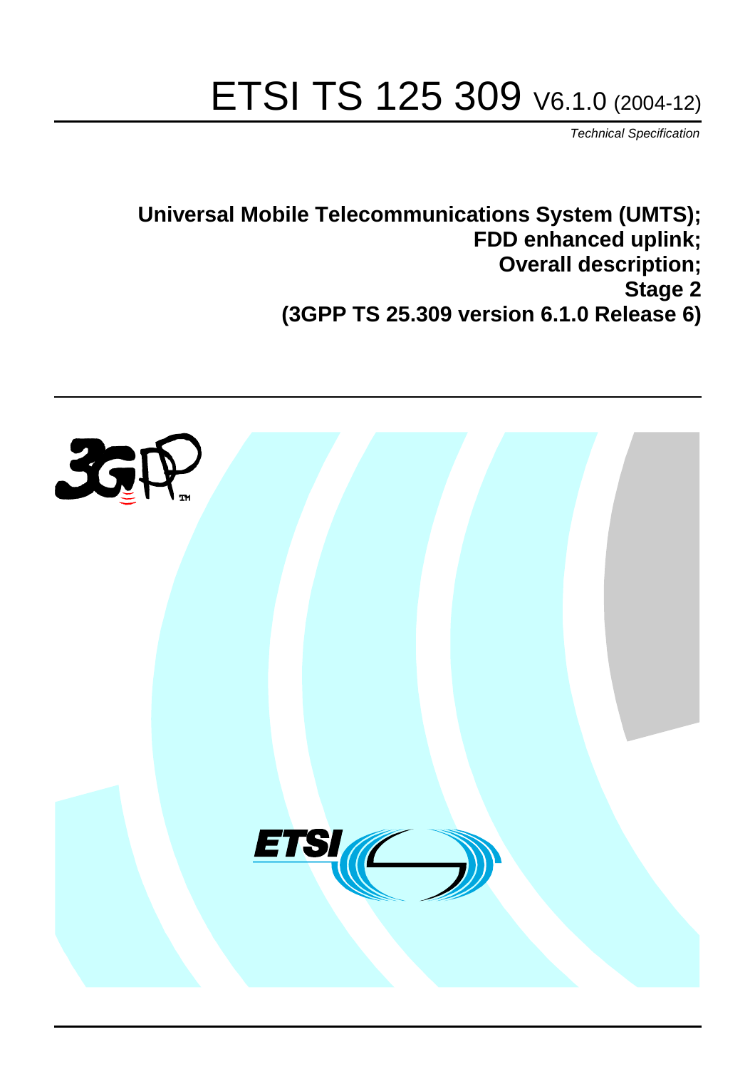# ETSI TS 125 309 V6.1.0 (2004-12)

*Technical Specification*

**Universal Mobile Telecommunications System (UMTS); FDD enhanced uplink; Overall description; Stage 2 (3GPP TS 25.309 version 6.1.0 Release 6)**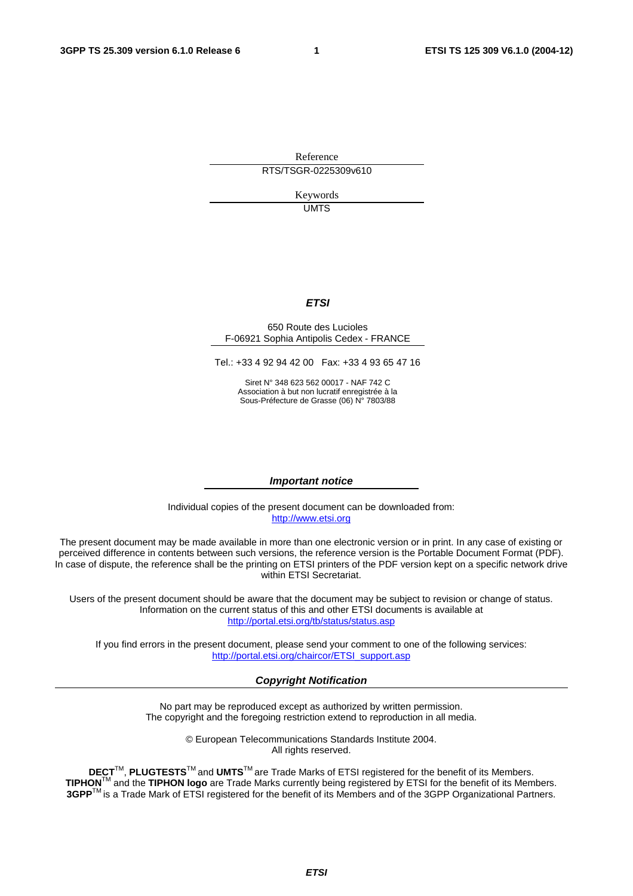Reference

RTS/TSGR-0225309v610

Keywords

UMTS

***ETSI***

650 Route des Lucioles
F-06921 Sophia Antipolis Cedex - FRANCE

Tel.: +33 4 92 94 42 00 Fax: +33 4 93 65 47 16

Siret N° 348 623 562 00017 - NAF 742 C
Association à but non lucratif enregistrée à la
Sous-Préfecture de Grasse (06) N° 7803/88

***Important notice***

Individual copies of the present document can be downloaded from:
http://www.etsi.org

The present document may be made available in more than one electronic version or in print. In any case of existing or perceived difference in contents between such versions, the reference version is the Portable Document Format (PDF). In case of dispute, the reference shall be the printing on ETSI printers of the PDF version kept on a specific network drive within ETSI Secretariat.

Users of the present document should be aware that the document may be subject to revision or change of status. Information on the current status of this and other ETSI documents is available at
http://portal.etsi.org/tb/status/status.asp

If you find errors in the present document, please send your comment to one of the following services:
http://portal.etsi.org/chaircor/ETSI_support.asp

***Copyright Notification***

No part may be reproduced except as authorized by written permission.
The copyright and the foregoing restriction extend to reproduction in all media.

© European Telecommunications Standards Institute 2004.
All rights reserved.

**DECT**TM, **PLUGTESTS**TM and **UMTS**TM are Trade Marks of ETSI registered for the benefit of its Members.
**TIPHON**TM and the **TIPHON logo** are Trade Marks currently being registered by ETSI for the benefit of its Members.
**3GPP**TM is a Trade Mark of ETSI registered for the benefit of its Members and of the 3GPP Organizational Partners.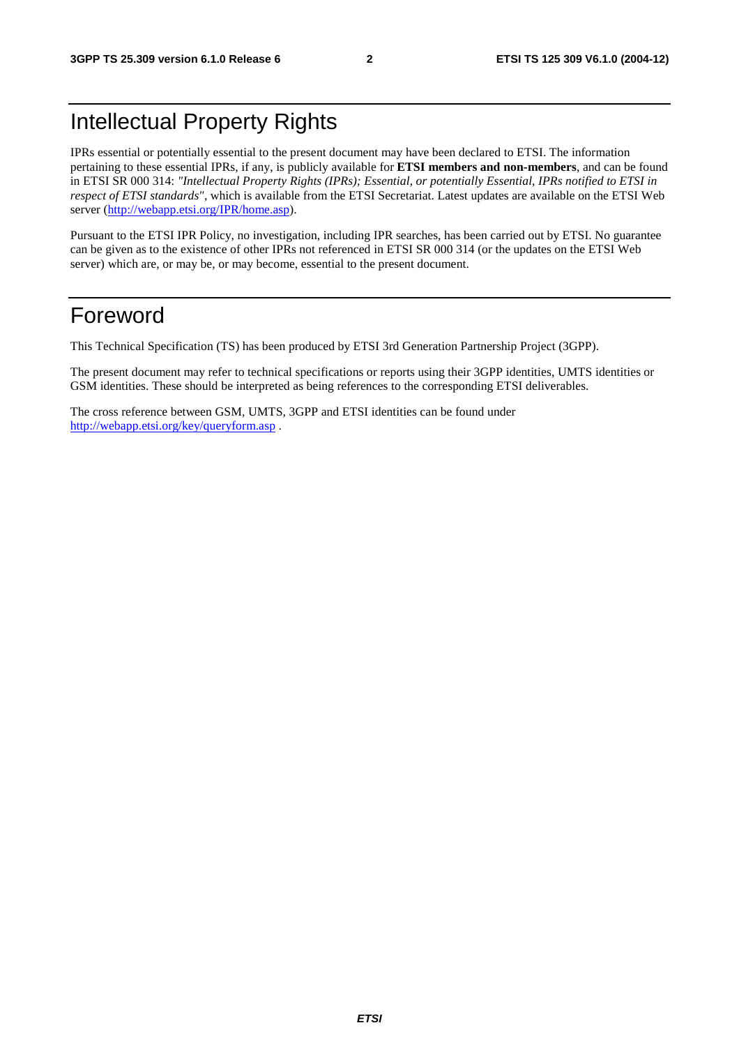# Intellectual Property Rights

IPRs essential or potentially essential to the present document may have been declared to ETSI. The information pertaining to these essential IPRs, if any, is publicly available for **ETSI members and non-members**, and can be found in ETSI SR 000 314: *"Intellectual Property Rights (IPRs); Essential, or potentially Essential, IPRs notified to ETSI in respect of ETSI standards"*, which is available from the ETSI Secretariat. Latest updates are available on the ETSI Web server (http://webapp.etsi.org/IPR/home.asp).

Pursuant to the ETSI IPR Policy, no investigation, including IPR searches, has been carried out by ETSI. No guarantee can be given as to the existence of other IPRs not referenced in ETSI SR 000 314 (or the updates on the ETSI Web server) which are, or may be, or may become, essential to the present document.

# Foreword

This Technical Specification (TS) has been produced by ETSI 3rd Generation Partnership Project (3GPP).

The present document may refer to technical specifications or reports using their 3GPP identities, UMTS identities or GSM identities. These should be interpreted as being references to the corresponding ETSI deliverables.

The cross reference between GSM, UMTS, 3GPP and ETSI identities can be found under http://webapp.etsi.org/key/queryform.asp .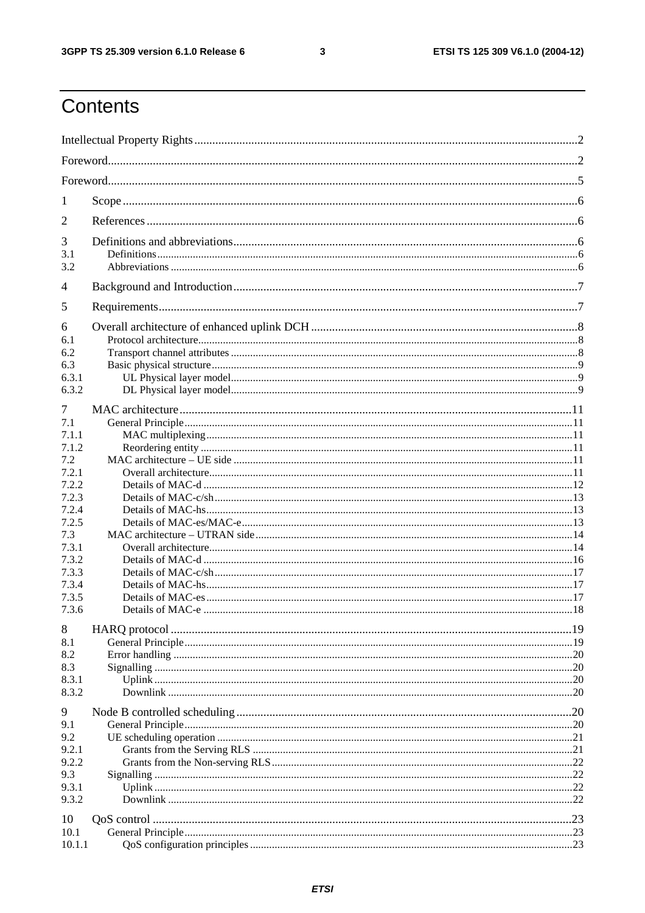# Contents

Intellectual Property Rights ..... 2

Foreword ..... 2

Foreword ..... 5

1 Scope ..... 6

2 References ..... 6

3 Definitions and abbreviations ..... 6
- 3.1 Definitions ..... 6
- 3.2 Abbreviations ..... 6

4 Background and Introduction ..... 7

5 Requirements ..... 7

6 Overall architecture of enhanced uplink DCH ..... 8
- 6.1 Protocol architecture ..... 8
- 6.2 Transport channel attributes ..... 8
- 6.3 Basic physical structure ..... 9
  - 6.3.1 UL Physical layer model ..... 9
  - 6.3.2 DL Physical layer model ..... 9

7 MAC architecture ..... 11
- 7.1 General Principle ..... 11
  - 7.1.1 MAC multiplexing ..... 11
  - 7.1.2 Reordering entity ..... 11
- 7.2 MAC architecture – UE side ..... 11
  - 7.2.1 Overall architecture ..... 11
  - 7.2.2 Details of MAC-d ..... 12
  - 7.2.3 Details of MAC-c/sh ..... 13
  - 7.2.4 Details of MAC-hs ..... 13
  - 7.2.5 Details of MAC-es/MAC-e ..... 13
- 7.3 MAC architecture – UTRAN side ..... 14
  - 7.3.1 Overall architecture ..... 14
  - 7.3.2 Details of MAC-d ..... 16
  - 7.3.3 Details of MAC-c/sh ..... 17
  - 7.3.4 Details of MAC-hs ..... 17
  - 7.3.5 Details of MAC-es ..... 17
  - 7.3.6 Details of MAC-e ..... 18

8 HARQ protocol ..... 19
- 8.1 General Principle ..... 19
- 8.2 Error handling ..... 20
- 8.3 Signalling ..... 20
  - 8.3.1 Uplink ..... 20
  - 8.3.2 Downlink ..... 20

9 Node B controlled scheduling ..... 20
- 9.1 General Principle ..... 20
- 9.2 UE scheduling operation ..... 21
  - 9.2.1 Grants from the Serving RLS ..... 21
  - 9.2.2 Grants from the Non-serving RLS ..... 22
- 9.3 Signalling ..... 22
  - 9.3.1 Uplink ..... 22
  - 9.3.2 Downlink ..... 22

10 QoS control ..... 23
- 10.1 General Principle ..... 23
  - 10.1.1 QoS configuration principles ..... 23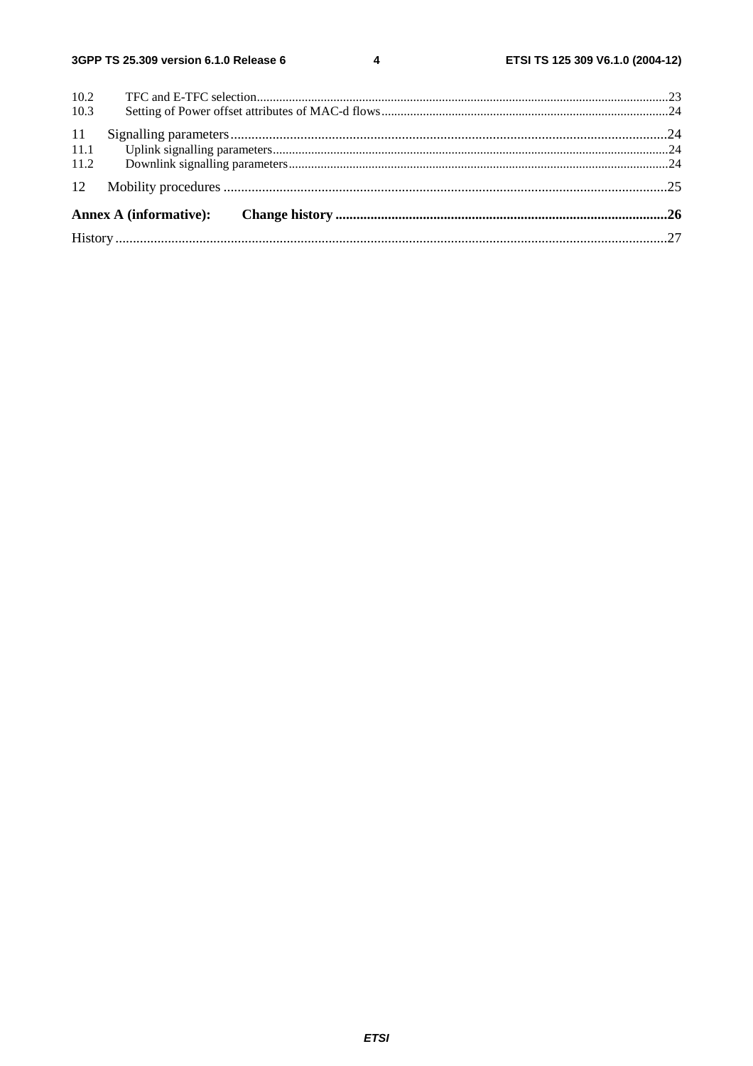10.2 TFC and E-TFC selection....23
10.3 Setting of Power offset attributes of MAC-d flows....24

11 Signalling parameters....24
11.1 Uplink signalling parameters....24
11.2 Downlink signalling parameters....24

12 Mobility procedures....25

**Annex A (informative): Change history....26**

History....27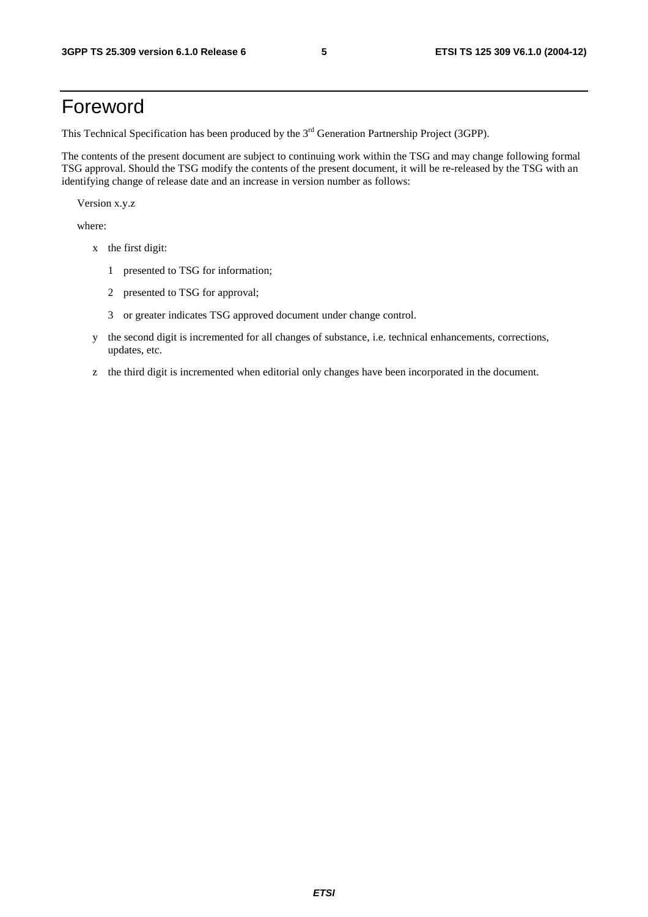# Foreword

This Technical Specification has been produced by the 3rd Generation Partnership Project (3GPP).

The contents of the present document are subject to continuing work within the TSG and may change following formal TSG approval. Should the TSG modify the contents of the present document, it will be re-released by the TSG with an identifying change of release date and an increase in version number as follows:

Version x.y.z

where:

- x the first digit:
  - 1 presented to TSG for information;
  - 2 presented to TSG for approval;
  - 3 or greater indicates TSG approved document under change control.
- y the second digit is incremented for all changes of substance, i.e. technical enhancements, corrections, updates, etc.
- z the third digit is incremented when editorial only changes have been incorporated in the document.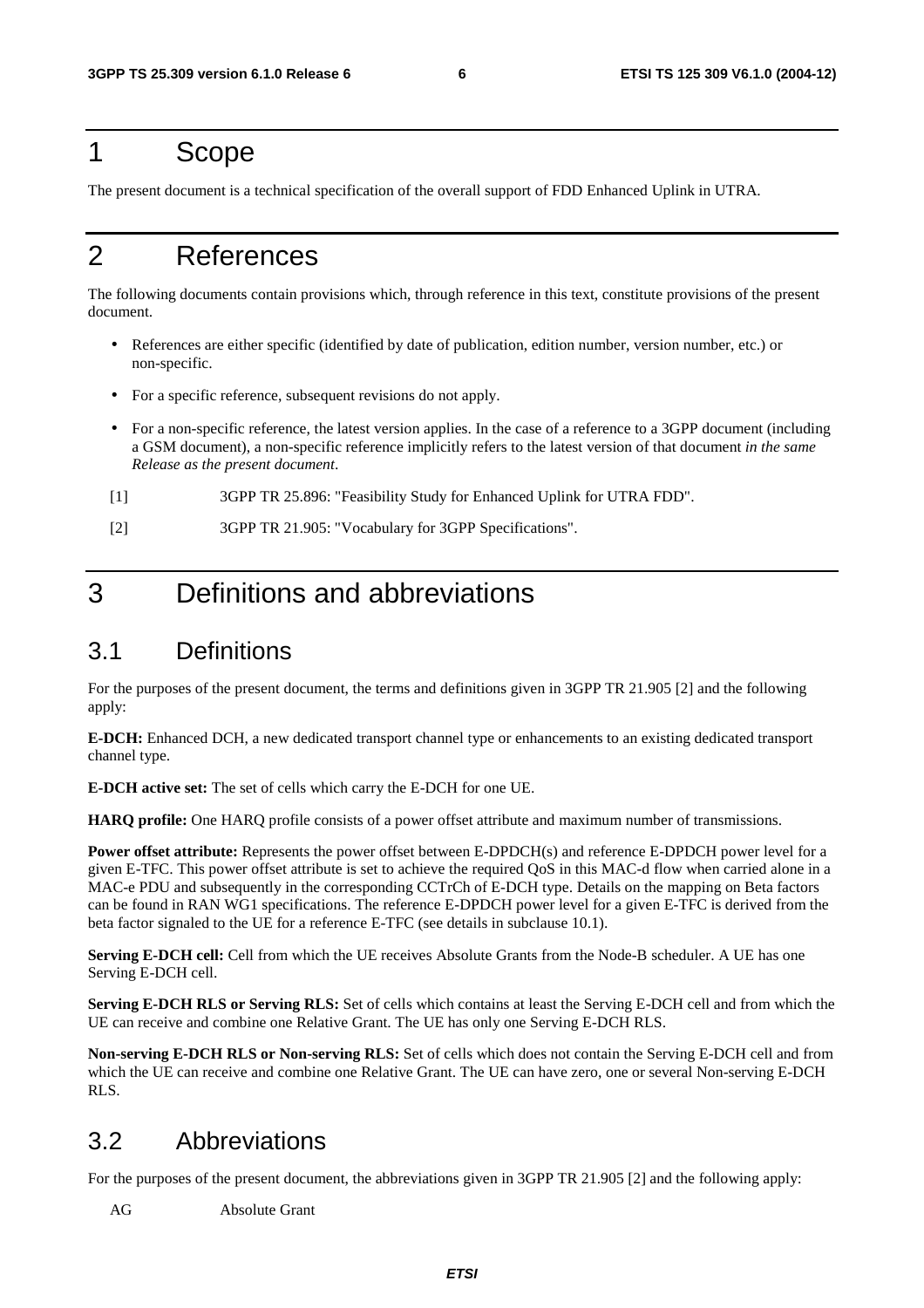# 1 Scope

The present document is a technical specification of the overall support of FDD Enhanced Uplink in UTRA.

# 2 References

The following documents contain provisions which, through reference in this text, constitute provisions of the present document.

- References are either specific (identified by date of publication, edition number, version number, etc.) or non-specific.
- For a specific reference, subsequent revisions do not apply.
- For a non-specific reference, the latest version applies. In the case of a reference to a 3GPP document (including a GSM document), a non-specific reference implicitly refers to the latest version of that document *in the same Release as the present document*.

[1] 3GPP TR 25.896: "Feasibility Study for Enhanced Uplink for UTRA FDD".

[2] 3GPP TR 21.905: "Vocabulary for 3GPP Specifications".

# 3 Definitions and abbreviations

## 3.1 Definitions

For the purposes of the present document, the terms and definitions given in 3GPP TR 21.905 [2] and the following apply:

**E-DCH:** Enhanced DCH, a new dedicated transport channel type or enhancements to an existing dedicated transport channel type.

**E-DCH active set:** The set of cells which carry the E-DCH for one UE.

**HARQ profile:** One HARQ profile consists of a power offset attribute and maximum number of transmissions.

**Power offset attribute:** Represents the power offset between E-DPDCH(s) and reference E-DPDCH power level for a given E-TFC. This power offset attribute is set to achieve the required QoS in this MAC-d flow when carried alone in a MAC-e PDU and subsequently in the corresponding CCTrCh of E-DCH type. Details on the mapping on Beta factors can be found in RAN WG1 specifications. The reference E-DPDCH power level for a given E-TFC is derived from the beta factor signaled to the UE for a reference E-TFC (see details in subclause 10.1).

**Serving E-DCH cell:** Cell from which the UE receives Absolute Grants from the Node-B scheduler. A UE has one Serving E-DCH cell.

**Serving E-DCH RLS or Serving RLS:** Set of cells which contains at least the Serving E-DCH cell and from which the UE can receive and combine one Relative Grant. The UE has only one Serving E-DCH RLS.

**Non-serving E-DCH RLS or Non-serving RLS:** Set of cells which does not contain the Serving E-DCH cell and from which the UE can receive and combine one Relative Grant. The UE can have zero, one or several Non-serving E-DCH RLS.

## 3.2 Abbreviations

For the purposes of the present document, the abbreviations given in 3GPP TR 21.905 [2] and the following apply:

AG Absolute Grant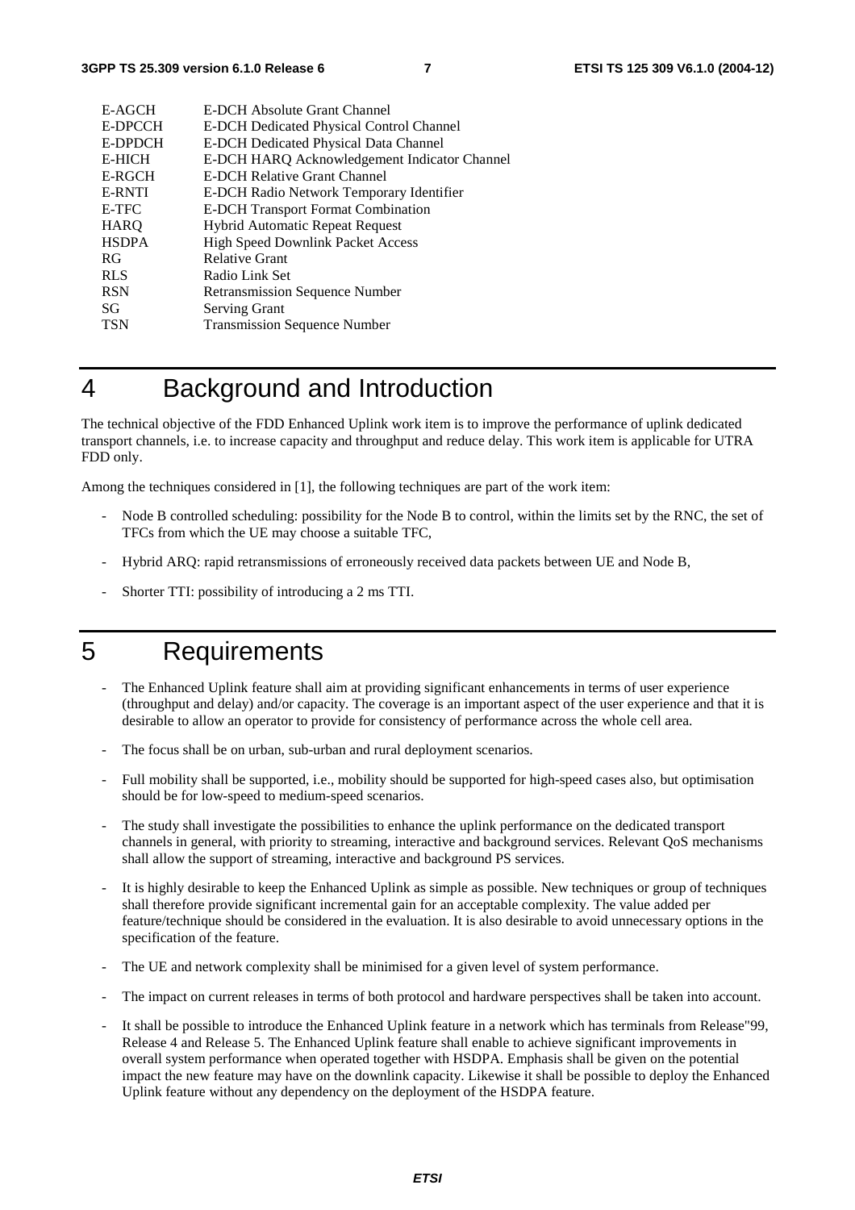| | |
|---|---|
| E-AGCH | E-DCH Absolute Grant Channel |
| E-DPCCH | E-DCH Dedicated Physical Control Channel |
| E-DPDCH | E-DCH Dedicated Physical Data Channel |
| E-HICH | E-DCH HARQ Acknowledgement Indicator Channel |
| E-RGCH | E-DCH Relative Grant Channel |
| E-RNTI | E-DCH Radio Network Temporary Identifier |
| E-TFC | E-DCH Transport Format Combination |
| HARQ | Hybrid Automatic Repeat Request |
| HSDPA | High Speed Downlink Packet Access |
| RG | Relative Grant |
| RLS | Radio Link Set |
| RSN | Retransmission Sequence Number |
| SG | Serving Grant |
| TSN | Transmission Sequence Number |

# 4 Background and Introduction

The technical objective of the FDD Enhanced Uplink work item is to improve the performance of uplink dedicated transport channels, i.e. to increase capacity and throughput and reduce delay. This work item is applicable for UTRA FDD only.

Among the techniques considered in [1], the following techniques are part of the work item:

- Node B controlled scheduling: possibility for the Node B to control, within the limits set by the RNC, the set of TFCs from which the UE may choose a suitable TFC,
- Hybrid ARQ: rapid retransmissions of erroneously received data packets between UE and Node B,
- Shorter TTI: possibility of introducing a 2 ms TTI.

# 5 Requirements

- The Enhanced Uplink feature shall aim at providing significant enhancements in terms of user experience (throughput and delay) and/or capacity. The coverage is an important aspect of the user experience and that it is desirable to allow an operator to provide for consistency of performance across the whole cell area.
- The focus shall be on urban, sub-urban and rural deployment scenarios.
- Full mobility shall be supported, i.e., mobility should be supported for high-speed cases also, but optimisation should be for low-speed to medium-speed scenarios.
- The study shall investigate the possibilities to enhance the uplink performance on the dedicated transport channels in general, with priority to streaming, interactive and background services. Relevant QoS mechanisms shall allow the support of streaming, interactive and background PS services.
- It is highly desirable to keep the Enhanced Uplink as simple as possible. New techniques or group of techniques shall therefore provide significant incremental gain for an acceptable complexity. The value added per feature/technique should be considered in the evaluation. It is also desirable to avoid unnecessary options in the specification of the feature.
- The UE and network complexity shall be minimised for a given level of system performance.
- The impact on current releases in terms of both protocol and hardware perspectives shall be taken into account.
- It shall be possible to introduce the Enhanced Uplink feature in a network which has terminals from Release"99, Release 4 and Release 5. The Enhanced Uplink feature shall enable to achieve significant improvements in overall system performance when operated together with HSDPA. Emphasis shall be given on the potential impact the new feature may have on the downlink capacity. Likewise it shall be possible to deploy the Enhanced Uplink feature without any dependency on the deployment of the HSDPA feature.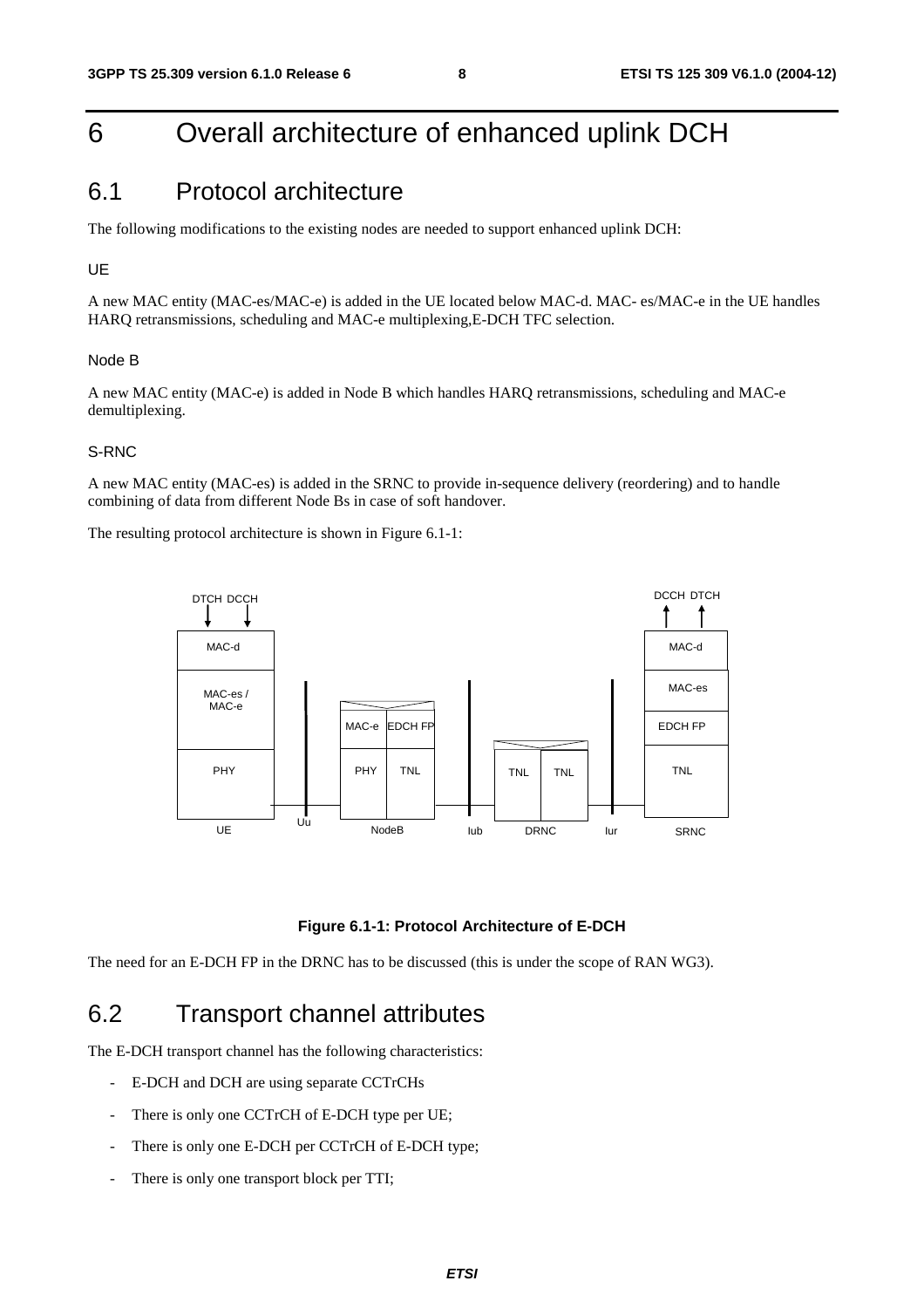# 6 Overall architecture of enhanced uplink DCH

## 6.1 Protocol architecture

The following modifications to the existing nodes are needed to support enhanced uplink DCH:

### UE

A new MAC entity (MAC-es/MAC-e) is added in the UE located below MAC-d. MAC- es/MAC-e in the UE handles HARQ retransmissions, scheduling and MAC-e multiplexing,E-DCH TFC selection.

### Node B

A new MAC entity (MAC-e) is added in Node B which handles HARQ retransmissions, scheduling and MAC-e demultiplexing.

### S-RNC

A new MAC entity (MAC-es) is added in the SRNC to provide in-sequence delivery (reordering) and to handle combining of data from different Node Bs in case of soft handover.

The resulting protocol architecture is shown in Figure 6.1-1:

**Figure 6.1-1: Protocol Architecture of E-DCH**

The need for an E-DCH FP in the DRNC has to be discussed (this is under the scope of RAN WG3).

## 6.2 Transport channel attributes

The E-DCH transport channel has the following characteristics:

- E-DCH and DCH are using separate CCTrCHs
- There is only one CCTrCH of E-DCH type per UE;
- There is only one E-DCH per CCTrCH of E-DCH type;
- There is only one transport block per TTI;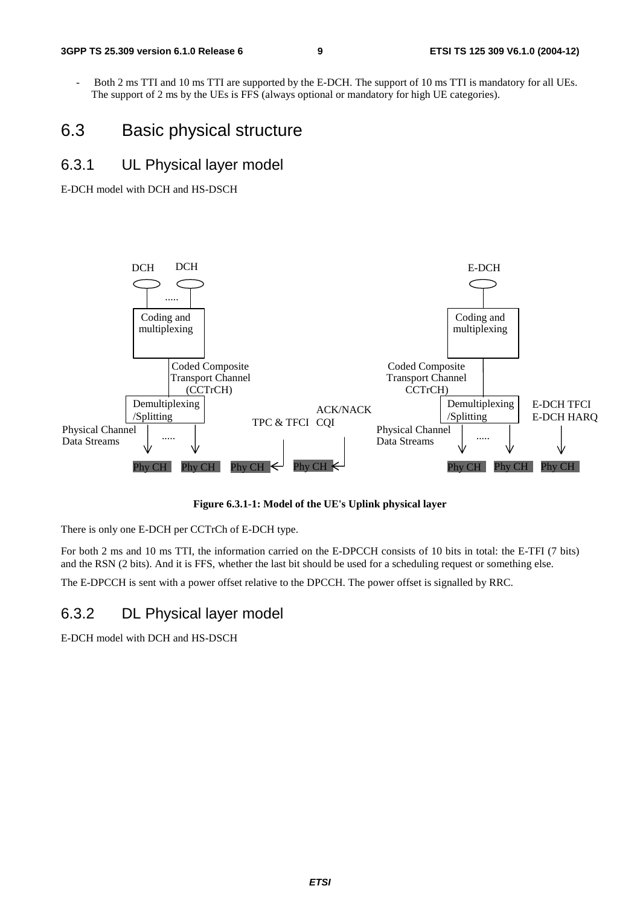- Both 2 ms TTI and 10 ms TTI are supported by the E-DCH. The support of 10 ms TTI is mandatory for all UEs. The support of 2 ms by the UEs is FFS (always optional or mandatory for high UE categories).

# 6.3 Basic physical structure

## 6.3.1 UL Physical layer model

E-DCH model with DCH and HS-DSCH

**Figure 6.3.1-1: Model of the UE's Uplink physical layer**

There is only one E-DCH per CCTrCh of E-DCH type.

For both 2 ms and 10 ms TTI, the information carried on the E-DPCCH consists of 10 bits in total: the E-TFI (7 bits) and the RSN (2 bits). And it is FFS, whether the last bit should be used for a scheduling request or something else.

The E-DPCCH is sent with a power offset relative to the DPCCH. The power offset is signalled by RRC.

## 6.3.2 DL Physical layer model

E-DCH model with DCH and HS-DSCH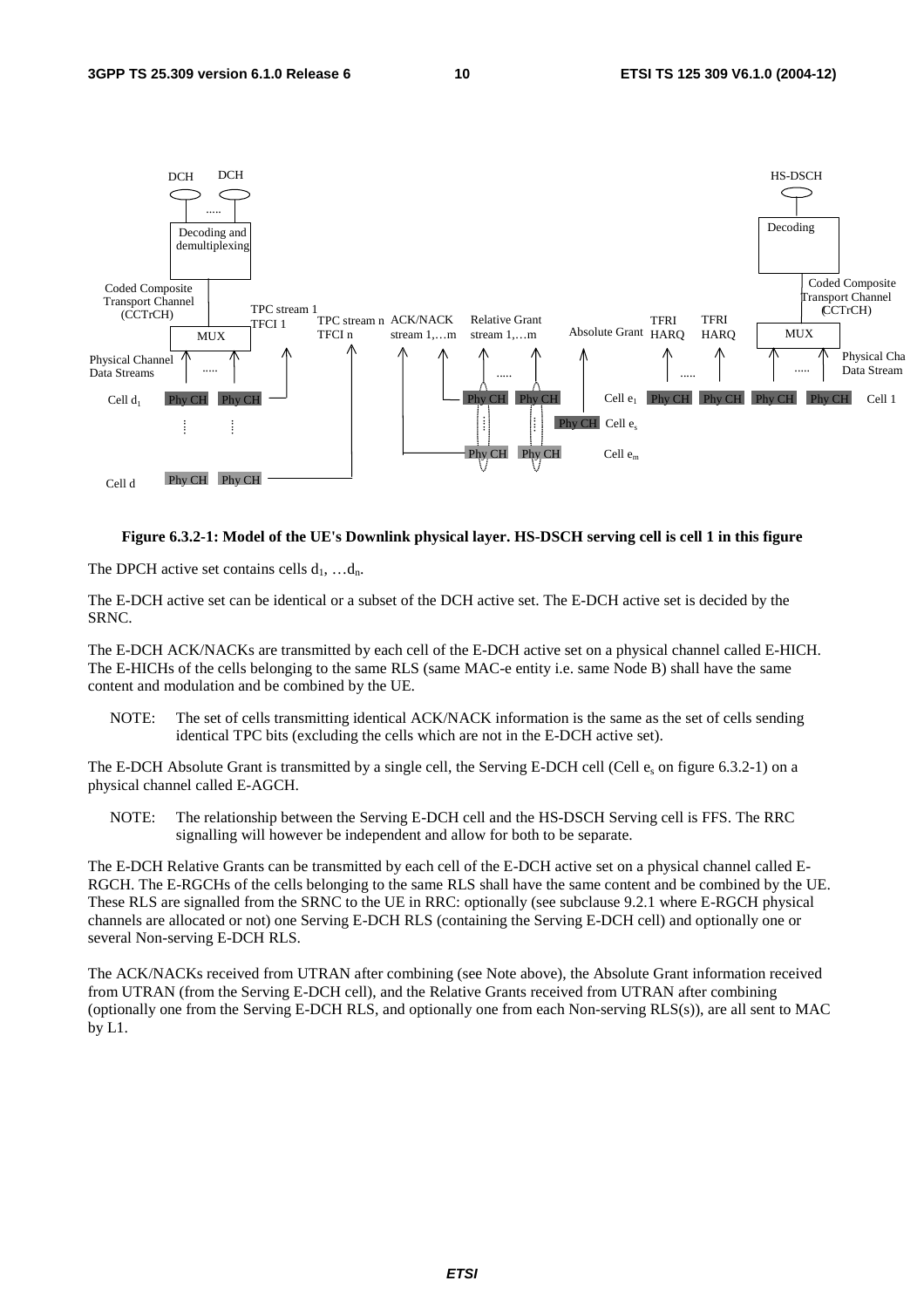**Figure 6.3.2-1: Model of the UE's Downlink physical layer. HS-DSCH serving cell is cell 1 in this figure**

The DPCH active set contains cells $d_1$, …$d_n$.

The E-DCH active set can be identical or a subset of the DCH active set. The E-DCH active set is decided by the SRNC.

The E-DCH ACK/NACKs are transmitted by each cell of the E-DCH active set on a physical channel called E-HICH. The E-HICHs of the cells belonging to the same RLS (same MAC-e entity i.e. same Node B) shall have the same content and modulation and be combined by the UE.

NOTE: The set of cells transmitting identical ACK/NACK information is the same as the set of cells sending identical TPC bits (excluding the cells which are not in the E-DCH active set).

The E-DCH Absolute Grant is transmitted by a single cell, the Serving E-DCH cell (Cell $e_s$ on figure 6.3.2-1) on a physical channel called E-AGCH.

NOTE: The relationship between the Serving E-DCH cell and the HS-DSCH Serving cell is FFS. The RRC signalling will however be independent and allow for both to be separate.

The E-DCH Relative Grants can be transmitted by each cell of the E-DCH active set on a physical channel called E-RGCH. The E-RGCHs of the cells belonging to the same RLS shall have the same content and be combined by the UE. These RLS are signalled from the SRNC to the UE in RRC: optionally (see subclause 9.2.1 where E-RGCH physical channels are allocated or not) one Serving E-DCH RLS (containing the Serving E-DCH cell) and optionally one or several Non-serving E-DCH RLS.

The ACK/NACKs received from UTRAN after combining (see Note above), the Absolute Grant information received from UTRAN (from the Serving E-DCH cell), and the Relative Grants received from UTRAN after combining (optionally one from the Serving E-DCH RLS, and optionally one from each Non-serving RLS(s)), are all sent to MAC by L1.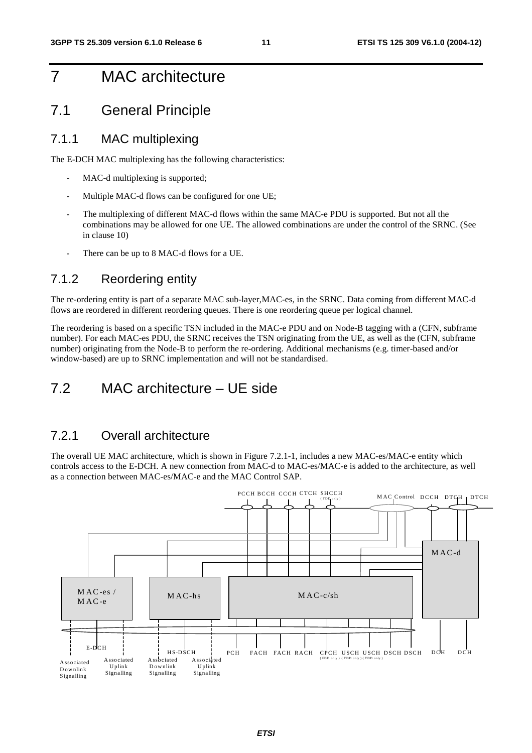# 7 MAC architecture

## 7.1 General Principle

### 7.1.1 MAC multiplexing

The E-DCH MAC multiplexing has the following characteristics:

- MAC-d multiplexing is supported;
- Multiple MAC-d flows can be configured for one UE;
- The multiplexing of different MAC-d flows within the same MAC-e PDU is supported. But not all the combinations may be allowed for one UE. The allowed combinations are under the control of the SRNC. (See in clause 10)
- There can be up to 8 MAC-d flows for a UE.

### 7.1.2 Reordering entity

The re-ordering entity is part of a separate MAC sub-layer,MAC-es, in the SRNC. Data coming from different MAC-d flows are reordered in different reordering queues. There is one reordering queue per logical channel.

The reordering is based on a specific TSN included in the MAC-e PDU and on Node-B tagging with a (CFN, subframe number). For each MAC-es PDU, the SRNC receives the TSN originating from the UE, as well as the (CFN, subframe number) originating from the Node-B to perform the re-ordering. Additional mechanisms (e.g. timer-based and/or window-based) are up to SRNC implementation and will not be standardised.

## 7.2 MAC architecture – UE side

### 7.2.1 Overall architecture

The overall UE MAC architecture, which is shown in Figure 7.2.1-1, includes a new MAC-es/MAC-e entity which controls access to the E-DCH. A new connection from MAC-d to MAC-es/MAC-e is added to the architecture, as well as a connection between MAC-es/MAC-e and the MAC Control SAP.

PCCH BCCH CCCH CTCH SHCCH (TDD only) MAC Control DCCH DTCH DTCH

MAC-d

MAC-es / MAC-e MAC-hs MAC-c/sh

E-DCH HS-DSCH PCH FACH FACH RACH CPCH (FDD only) USCH (TDD only) USCH (TDD only) DSCH DSCH DCH DCH

Associated Downlink Signalling Associated Uplink Signalling Associated Downlink Signalling Associated Uplink Signalling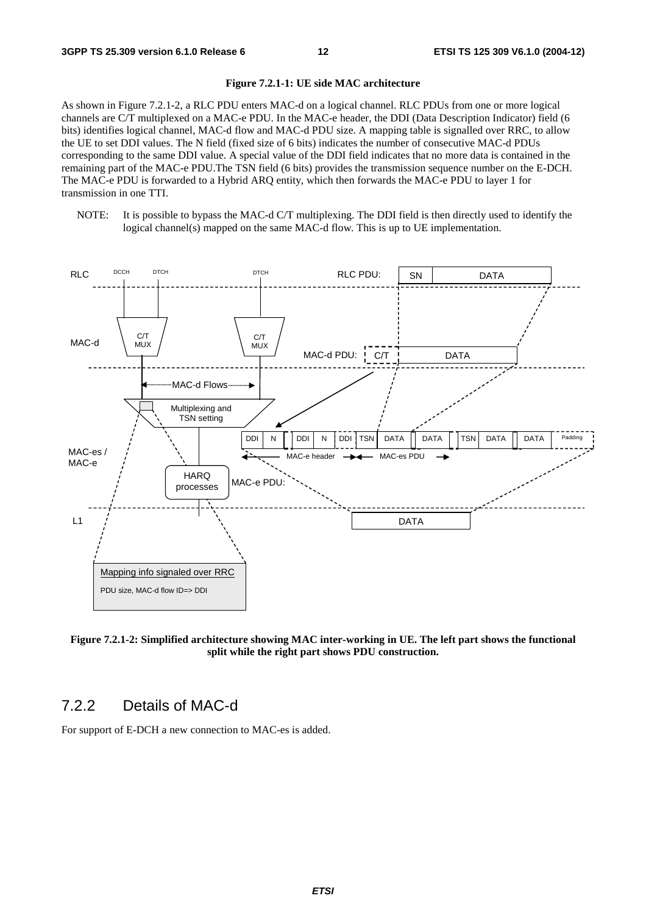**Figure 7.2.1-1: UE side MAC architecture**

As shown in Figure 7.2.1-2, a RLC PDU enters MAC-d on a logical channel. RLC PDUs from one or more logical channels are C/T multiplexed on a MAC-e PDU. In the MAC-e header, the DDI (Data Description Indicator) field (6 bits) identifies logical channel, MAC-d flow and MAC-d PDU size. A mapping table is signalled over RRC, to allow the UE to set DDI values. The N field (fixed size of 6 bits) indicates the number of consecutive MAC-d PDUs corresponding to the same DDI value. A special value of the DDI field indicates that no more data is contained in the remaining part of the MAC-e PDU.The TSN field (6 bits) provides the transmission sequence number on the E-DCH. The MAC-e PDU is forwarded to a Hybrid ARQ entity, which then forwards the MAC-e PDU to layer 1 for transmission in one TTI.

NOTE: It is possible to bypass the MAC-d C/T multiplexing. The DDI field is then directly used to identify the logical channel(s) mapped on the same MAC-d flow. This is up to UE implementation.

**Figure 7.2.1-2: Simplified architecture showing MAC inter-working in UE. The left part shows the functional split while the right part shows PDU construction.**

## 7.2.2 Details of MAC-d

For support of E-DCH a new connection to MAC-es is added.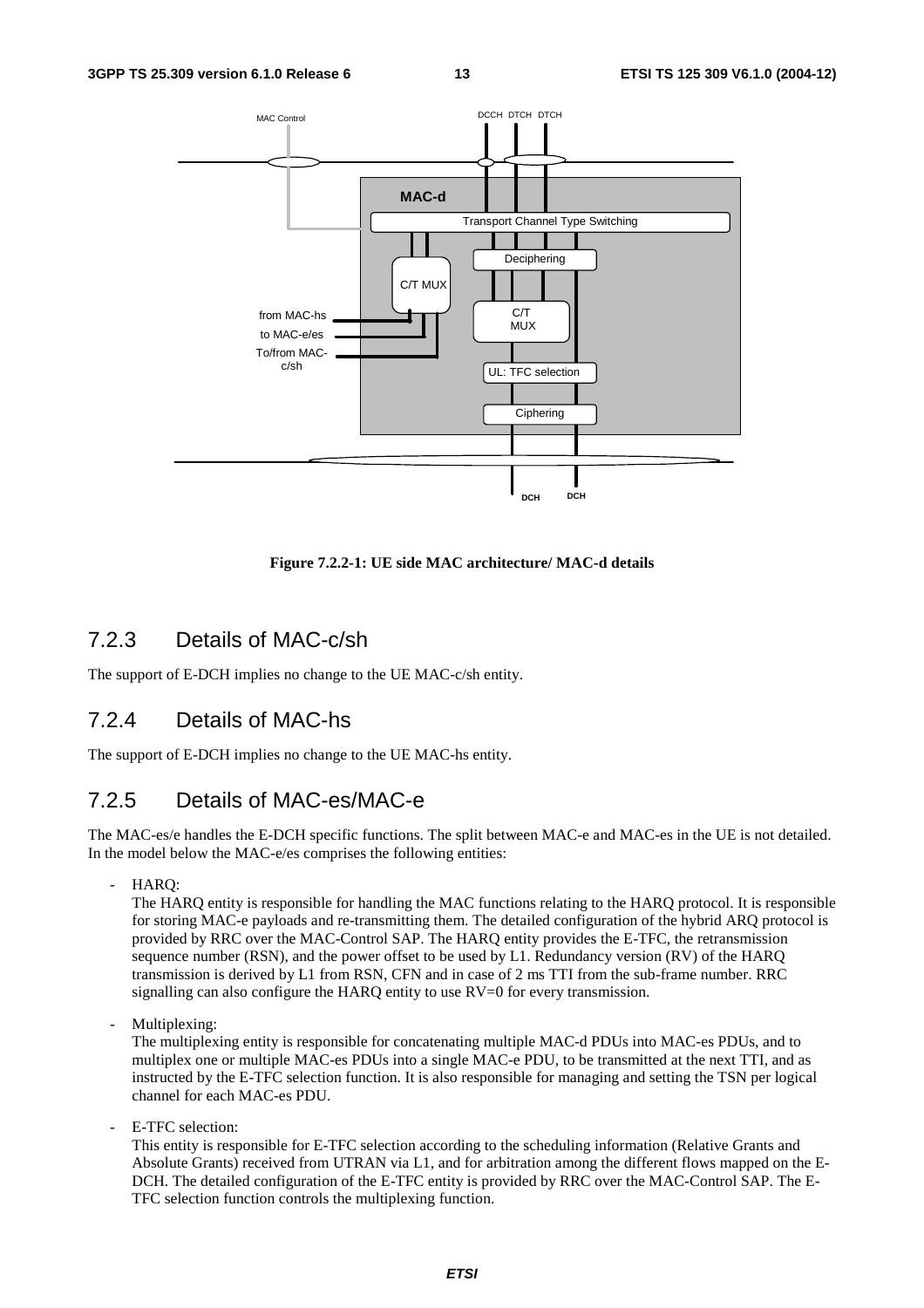Figure 7.2.2-1: UE side MAC architecture/ MAC-d details

## 7.2.3 Details of MAC-c/sh

The support of E-DCH implies no change to the UE MAC-c/sh entity.

## 7.2.4 Details of MAC-hs

The support of E-DCH implies no change to the UE MAC-hs entity.

## 7.2.5 Details of MAC-es/MAC-e

The MAC-es/e handles the E-DCH specific functions. The split between MAC-e and MAC-es in the UE is not detailed. In the model below the MAC-e/es comprises the following entities:

- HARQ:
  The HARQ entity is responsible for handling the MAC functions relating to the HARQ protocol. It is responsible for storing MAC-e payloads and re-transmitting them. The detailed configuration of the hybrid ARQ protocol is provided by RRC over the MAC-Control SAP. The HARQ entity provides the E-TFC, the retransmission sequence number (RSN), and the power offset to be used by L1. Redundancy version (RV) of the HARQ transmission is derived by L1 from RSN, CFN and in case of 2 ms TTI from the sub-frame number. RRC signalling can also configure the HARQ entity to use RV=0 for every transmission.

- Multiplexing:
  The multiplexing entity is responsible for concatenating multiple MAC-d PDUs into MAC-es PDUs, and to multiplex one or multiple MAC-es PDUs into a single MAC-e PDU, to be transmitted at the next TTI, and as instructed by the E-TFC selection function. It is also responsible for managing and setting the TSN per logical channel for each MAC-es PDU.

- E-TFC selection:
  This entity is responsible for E-TFC selection according to the scheduling information (Relative Grants and Absolute Grants) received from UTRAN via L1, and for arbitration among the different flows mapped on the E-DCH. The detailed configuration of the E-TFC entity is provided by RRC over the MAC-Control SAP. The E-TFC selection function controls the multiplexing function.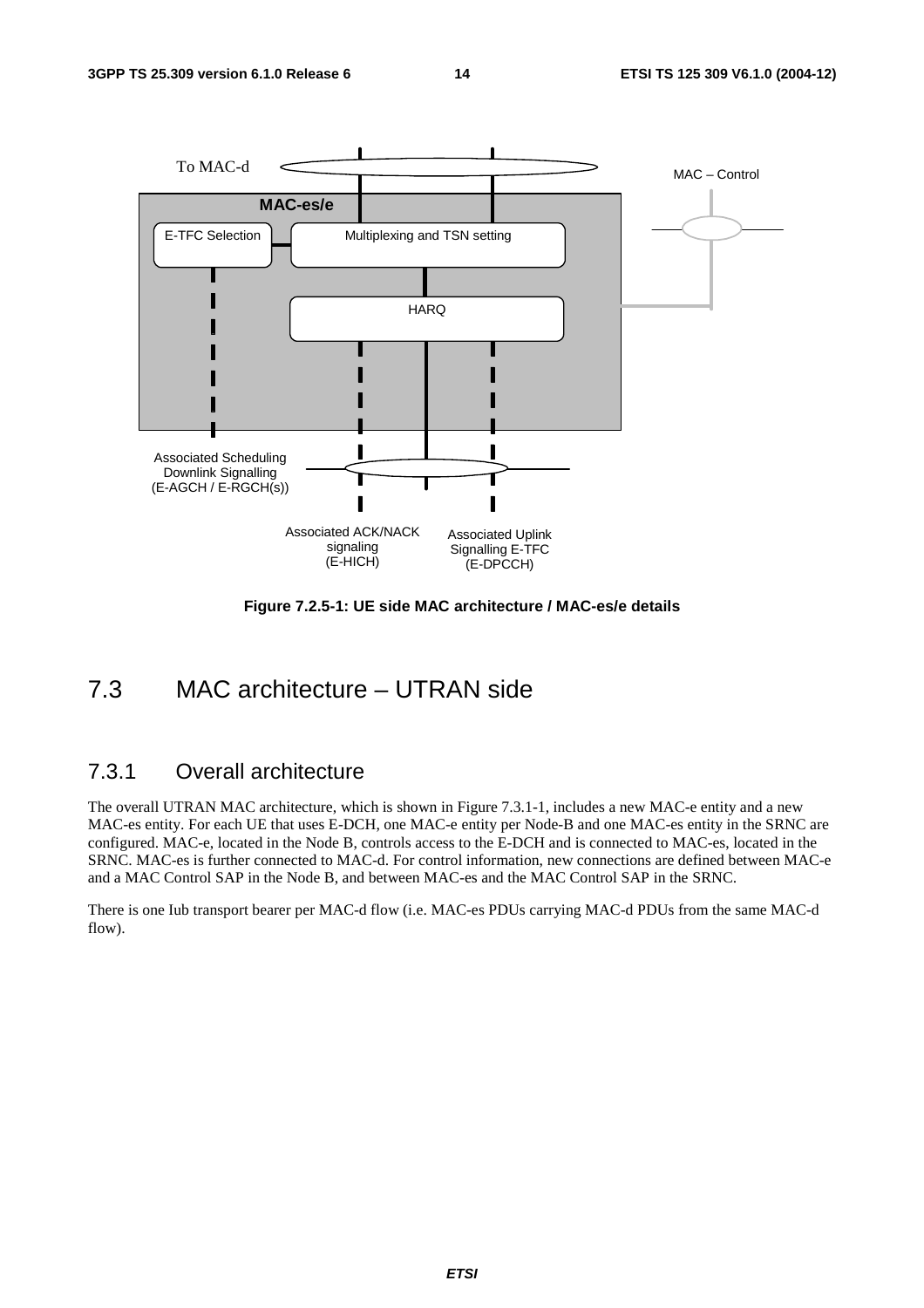Figure 7.2.5-1: UE side MAC architecture / MAC-es/e details

## 7.3 MAC architecture – UTRAN side

### 7.3.1 Overall architecture

The overall UTRAN MAC architecture, which is shown in Figure 7.3.1-1, includes a new MAC-e entity and a new MAC-es entity. For each UE that uses E-DCH, one MAC-e entity per Node-B and one MAC-es entity in the SRNC are configured. MAC-e, located in the Node B, controls access to the E-DCH and is connected to MAC-es, located in the SRNC. MAC-es is further connected to MAC-d. For control information, new connections are defined between MAC-e and a MAC Control SAP in the Node B, and between MAC-es and the MAC Control SAP in the SRNC.

There is one Iub transport bearer per MAC-d flow (i.e. MAC-es PDUs carrying MAC-d PDUs from the same MAC-d flow).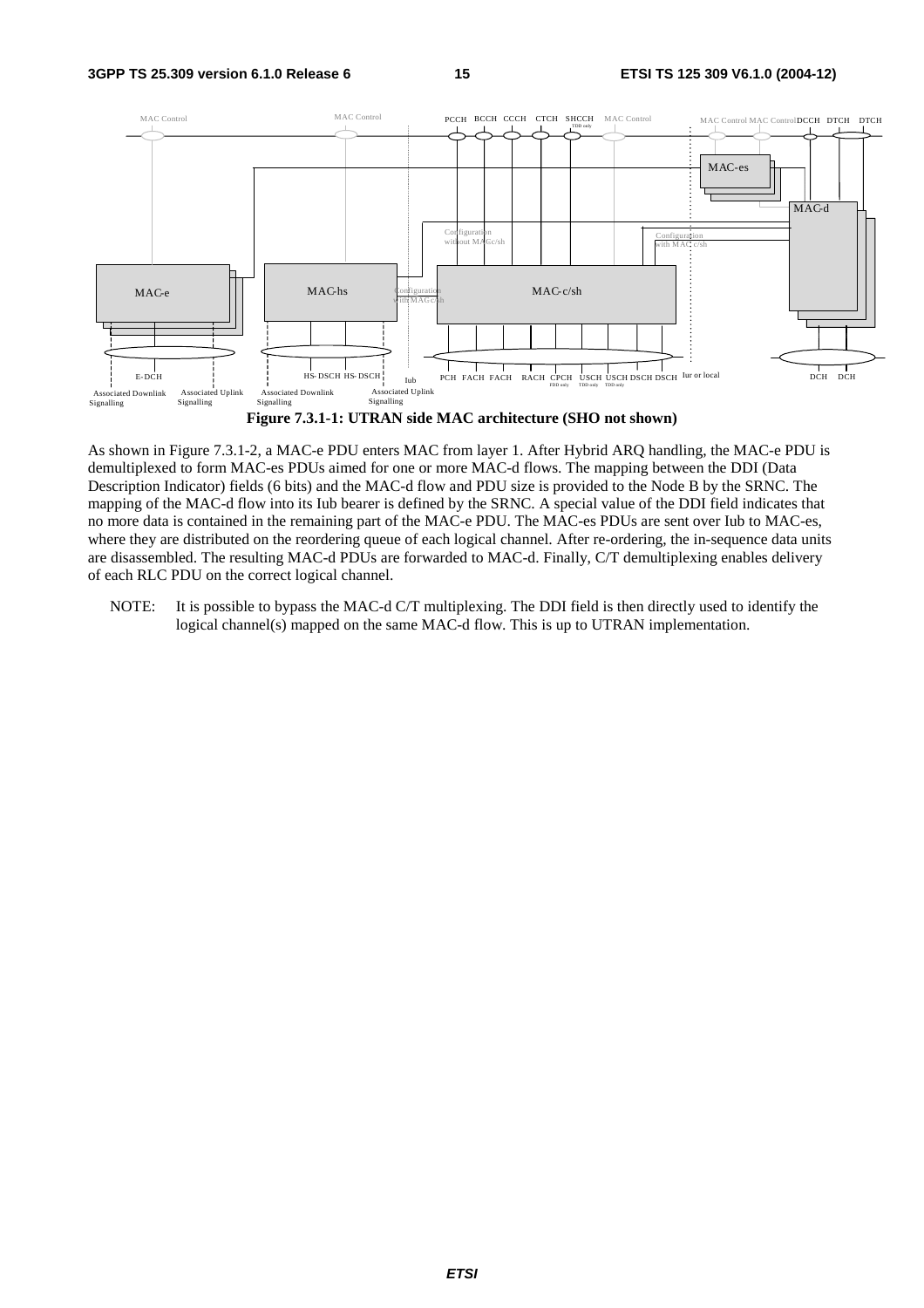**Figure 7.3.1-1: UTRAN side MAC architecture (SHO not shown)**

As shown in Figure 7.3.1-2, a MAC-e PDU enters MAC from layer 1. After Hybrid ARQ handling, the MAC-e PDU is demultiplexed to form MAC-es PDUs aimed for one or more MAC-d flows. The mapping between the DDI (Data Description Indicator) fields (6 bits) and the MAC-d flow and PDU size is provided to the Node B by the SRNC. The mapping of the MAC-d flow into its Iub bearer is defined by the SRNC. A special value of the DDI field indicates that no more data is contained in the remaining part of the MAC-e PDU. The MAC-es PDUs are sent over Iub to MAC-es, where they are distributed on the reordering queue of each logical channel. After re-ordering, the in-sequence data units are disassembled. The resulting MAC-d PDUs are forwarded to MAC-d. Finally, C/T demultiplexing enables delivery of each RLC PDU on the correct logical channel.

NOTE: It is possible to bypass the MAC-d C/T multiplexing. The DDI field is then directly used to identify the logical channel(s) mapped on the same MAC-d flow. This is up to UTRAN implementation.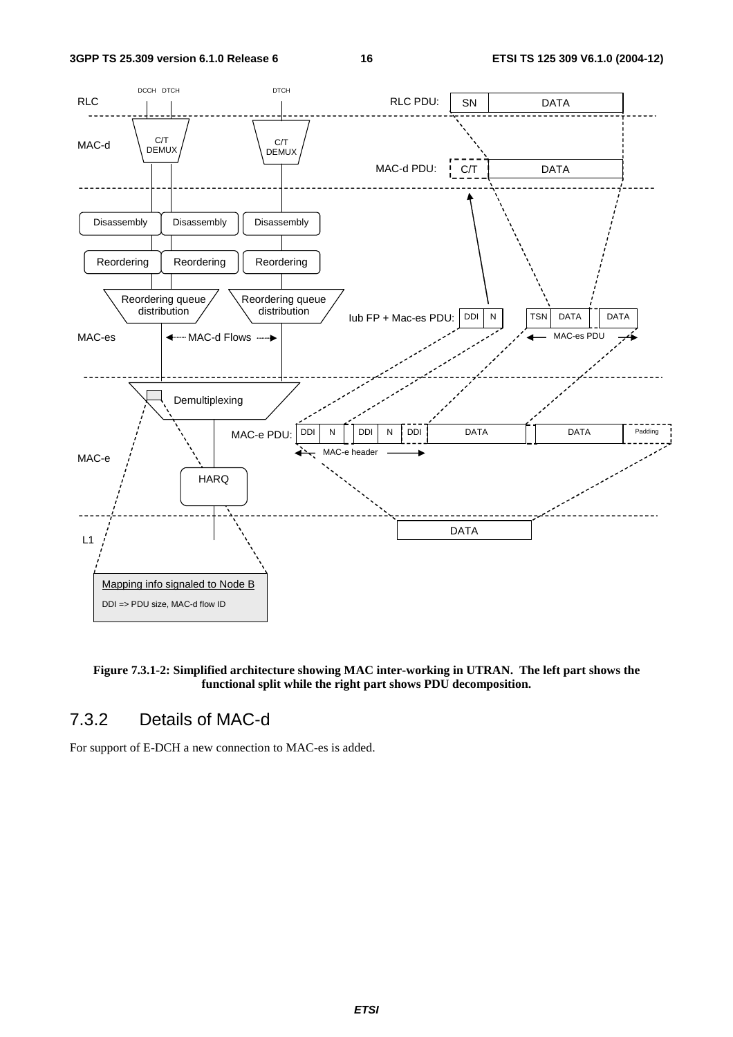**Figure 7.3.1-2: Simplified architecture showing MAC inter-working in UTRAN. The left part shows the functional split while the right part shows PDU decomposition.**

### 7.3.2 Details of MAC-d

For support of E-DCH a new connection to MAC-es is added.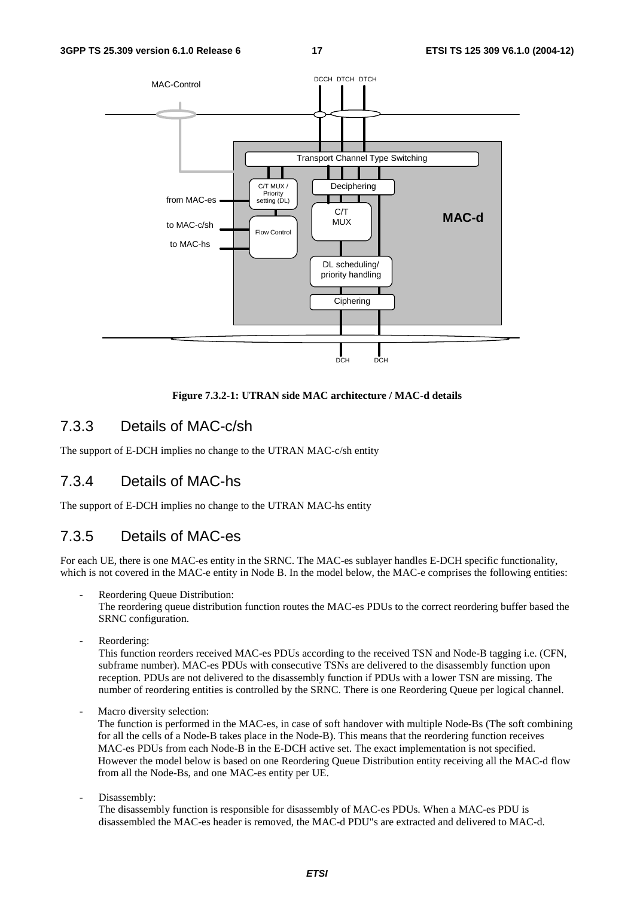Figure 7.3.2-1: UTRAN side MAC architecture / MAC-d details

## 7.3.3 Details of MAC-c/sh

The support of E-DCH implies no change to the UTRAN MAC-c/sh entity

## 7.3.4 Details of MAC-hs

The support of E-DCH implies no change to the UTRAN MAC-hs entity

## 7.3.5 Details of MAC-es

For each UE, there is one MAC-es entity in the SRNC. The MAC-es sublayer handles E-DCH specific functionality, which is not covered in the MAC-e entity in Node B. In the model below, the MAC-e comprises the following entities:

- Reordering Queue Distribution:
  The reordering queue distribution function routes the MAC-es PDUs to the correct reordering buffer based the SRNC configuration.

- Reordering:
  This function reorders received MAC-es PDUs according to the received TSN and Node-B tagging i.e. (CFN, subframe number). MAC-es PDUs with consecutive TSNs are delivered to the disassembly function upon reception. PDUs are not delivered to the disassembly function if PDUs with a lower TSN are missing. The number of reordering entities is controlled by the SRNC. There is one Reordering Queue per logical channel.

- Macro diversity selection:
  The function is performed in the MAC-es, in case of soft handover with multiple Node-Bs (The soft combining for all the cells of a Node-B takes place in the Node-B). This means that the reordering function receives MAC-es PDUs from each Node-B in the E-DCH active set. The exact implementation is not specified. However the model below is based on one Reordering Queue Distribution entity receiving all the MAC-d flow from all the Node-Bs, and one MAC-es entity per UE.

- Disassembly:
  The disassembly function is responsible for disassembly of MAC-es PDUs. When a MAC-es PDU is disassembled the MAC-es header is removed, the MAC-d PDU"s are extracted and delivered to MAC-d.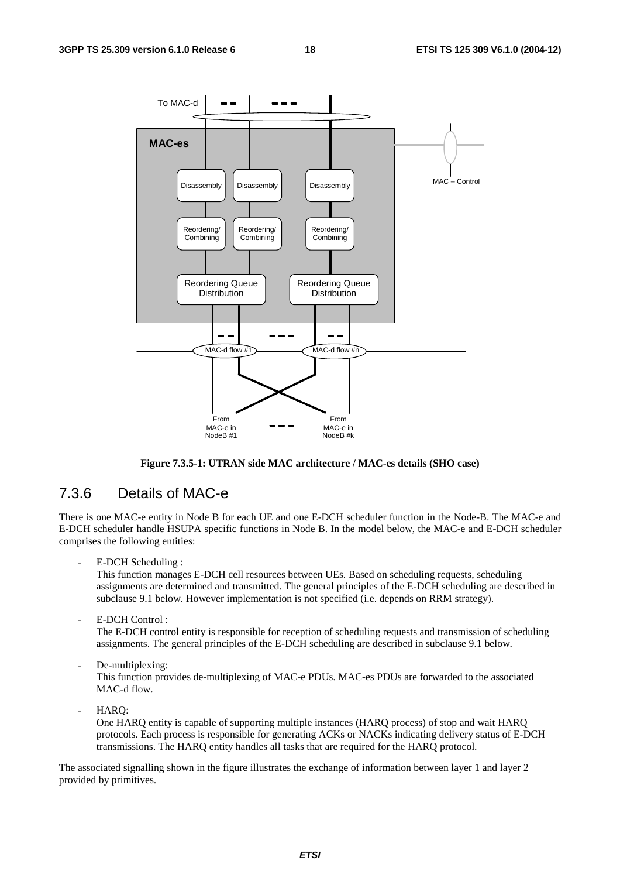Figure 7.3.5-1: UTRAN side MAC architecture / MAC-es details (SHO case)

### 7.3.6 Details of MAC-e

There is one MAC-e entity in Node B for each UE and one E-DCH scheduler function in the Node-B. The MAC-e and E-DCH scheduler handle HSUPA specific functions in Node B. In the model below, the MAC-e and E-DCH scheduler comprises the following entities:

- E-DCH Scheduling :
  This function manages E-DCH cell resources between UEs. Based on scheduling requests, scheduling assignments are determined and transmitted. The general principles of the E-DCH scheduling are described in subclause 9.1 below. However implementation is not specified (i.e. depends on RRM strategy).

- E-DCH Control :
  The E-DCH control entity is responsible for reception of scheduling requests and transmission of scheduling assignments. The general principles of the E-DCH scheduling are described in subclause 9.1 below.

- De-multiplexing:
  This function provides de-multiplexing of MAC-e PDUs. MAC-es PDUs are forwarded to the associated MAC-d flow.

- HARQ:
  One HARQ entity is capable of supporting multiple instances (HARQ process) of stop and wait HARQ protocols. Each process is responsible for generating ACKs or NACKs indicating delivery status of E-DCH transmissions. The HARQ entity handles all tasks that are required for the HARQ protocol.

The associated signalling shown in the figure illustrates the exchange of information between layer 1 and layer 2 provided by primitives.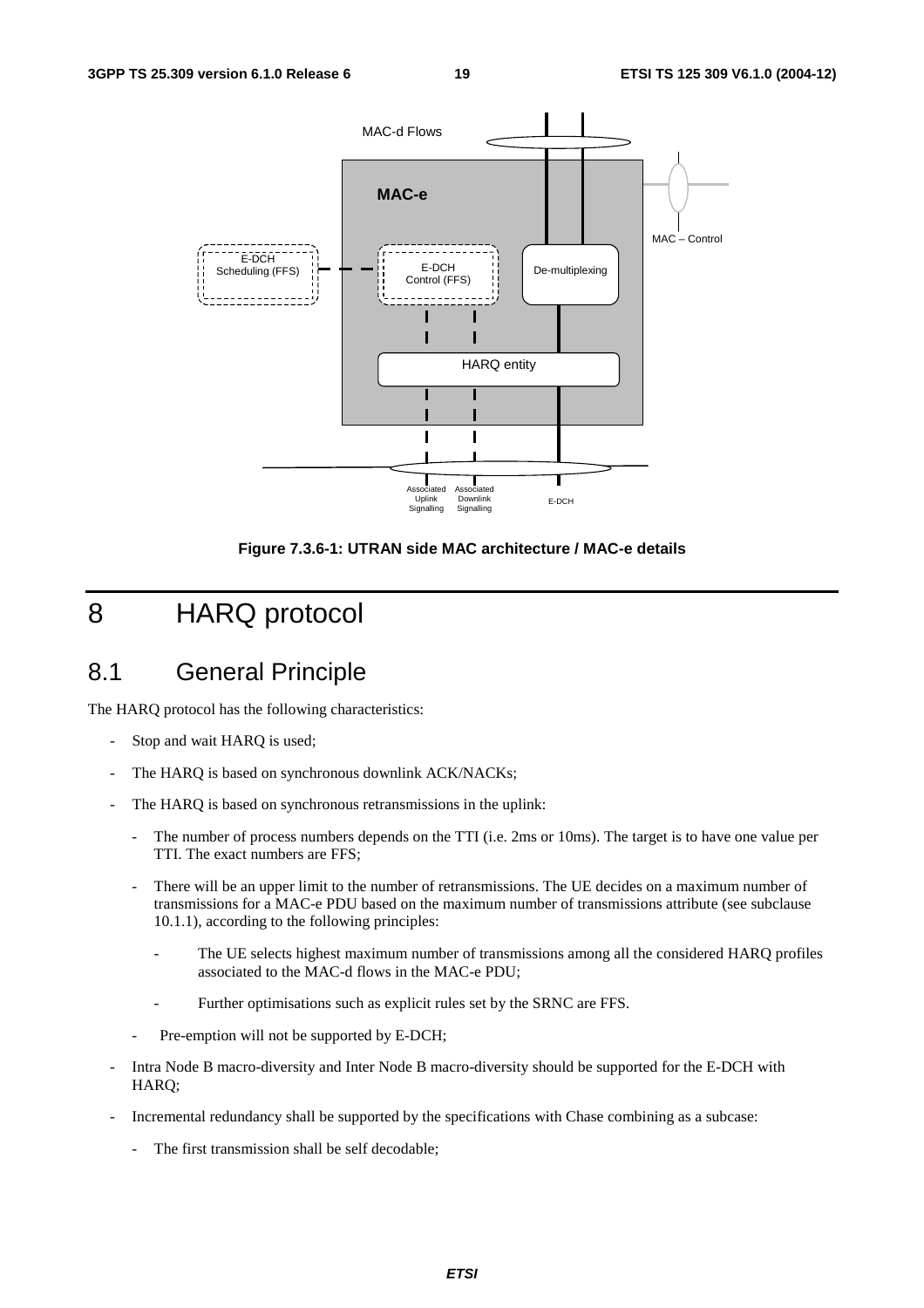**Figure 7.3.6-1: UTRAN side MAC architecture / MAC-e details**

# 8 HARQ protocol

## 8.1 General Principle

The HARQ protocol has the following characteristics:

- Stop and wait HARQ is used;
- The HARQ is based on synchronous downlink ACK/NACKs;
- The HARQ is based on synchronous retransmissions in the uplink:
  - The number of process numbers depends on the TTI (i.e. 2ms or 10ms). The target is to have one value per TTI. The exact numbers are FFS;
  - There will be an upper limit to the number of retransmissions. The UE decides on a maximum number of transmissions for a MAC-e PDU based on the maximum number of transmissions attribute (see subclause 10.1.1), according to the following principles:
    - The UE selects highest maximum number of transmissions among all the considered HARQ profiles associated to the MAC-d flows in the MAC-e PDU;
    - Further optimisations such as explicit rules set by the SRNC are FFS.
  - Pre-emption will not be supported by E-DCH;
- Intra Node B macro-diversity and Inter Node B macro-diversity should be supported for the E-DCH with HARQ;
- Incremental redundancy shall be supported by the specifications with Chase combining as a subcase:
  - The first transmission shall be self decodable;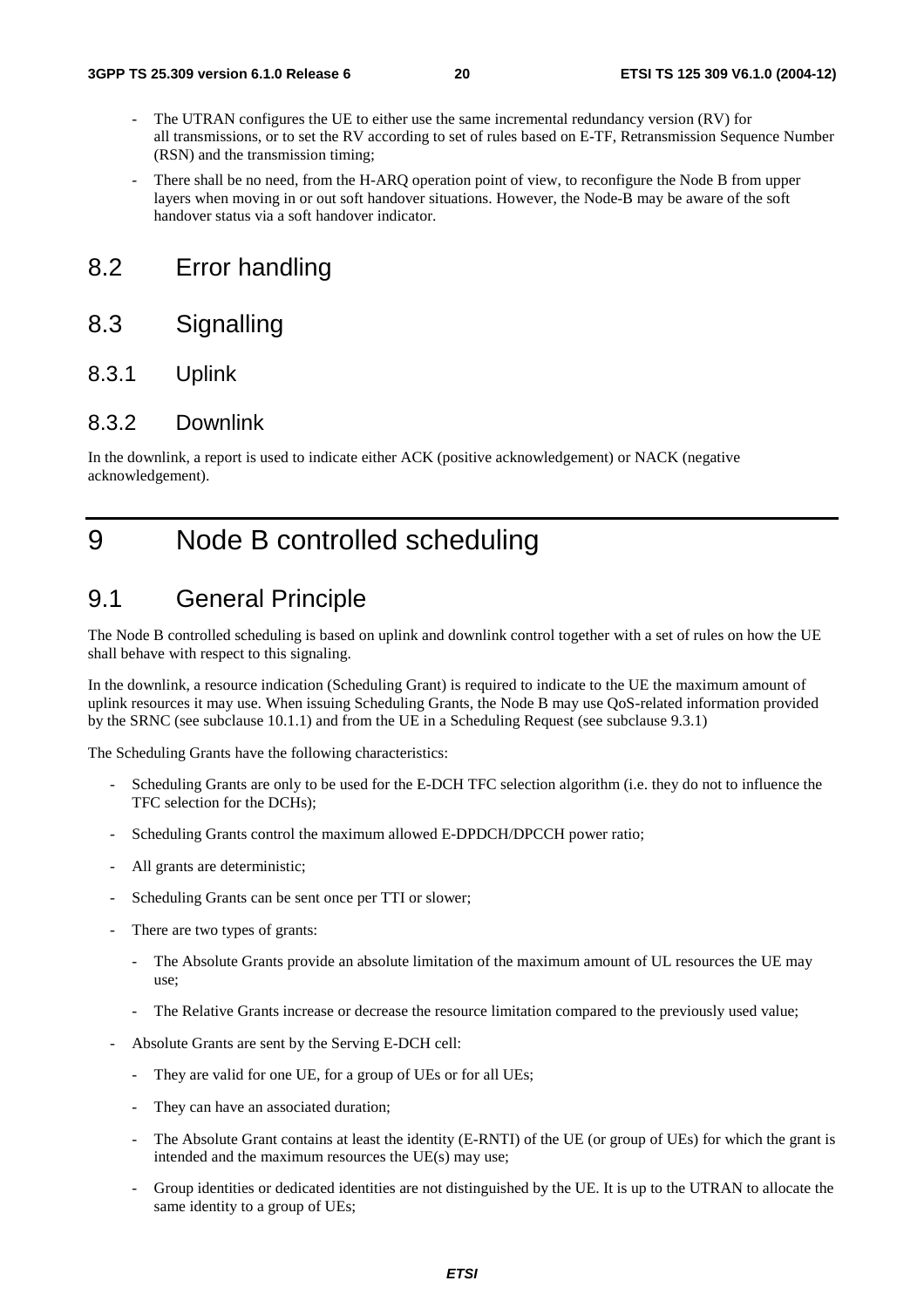- The UTRAN configures the UE to either use the same incremental redundancy version (RV) for all transmissions, or to set the RV according to set of rules based on E-TF, Retransmission Sequence Number (RSN) and the transmission timing;
- There shall be no need, from the H-ARQ operation point of view, to reconfigure the Node B from upper layers when moving in or out soft handover situations. However, the Node-B may be aware of the soft handover status via a soft handover indicator.

## 8.2 Error handling

## 8.3 Signalling

### 8.3.1 Uplink

### 8.3.2 Downlink

In the downlink, a report is used to indicate either ACK (positive acknowledgement) or NACK (negative acknowledgement).

# 9 Node B controlled scheduling

## 9.1 General Principle

The Node B controlled scheduling is based on uplink and downlink control together with a set of rules on how the UE shall behave with respect to this signaling.

In the downlink, a resource indication (Scheduling Grant) is required to indicate to the UE the maximum amount of uplink resources it may use. When issuing Scheduling Grants, the Node B may use QoS-related information provided by the SRNC (see subclause 10.1.1) and from the UE in a Scheduling Request (see subclause 9.3.1)

The Scheduling Grants have the following characteristics:

- Scheduling Grants are only to be used for the E-DCH TFC selection algorithm (i.e. they do not to influence the TFC selection for the DCHs);
- Scheduling Grants control the maximum allowed E-DPDCH/DPCCH power ratio;
- All grants are deterministic;
- Scheduling Grants can be sent once per TTI or slower;
- There are two types of grants:
  - The Absolute Grants provide an absolute limitation of the maximum amount of UL resources the UE may use;
  - The Relative Grants increase or decrease the resource limitation compared to the previously used value;
- Absolute Grants are sent by the Serving E-DCH cell:
  - They are valid for one UE, for a group of UEs or for all UEs;
  - They can have an associated duration;
  - The Absolute Grant contains at least the identity (E-RNTI) of the UE (or group of UEs) for which the grant is intended and the maximum resources the UE(s) may use;
  - Group identities or dedicated identities are not distinguished by the UE. It is up to the UTRAN to allocate the same identity to a group of UEs;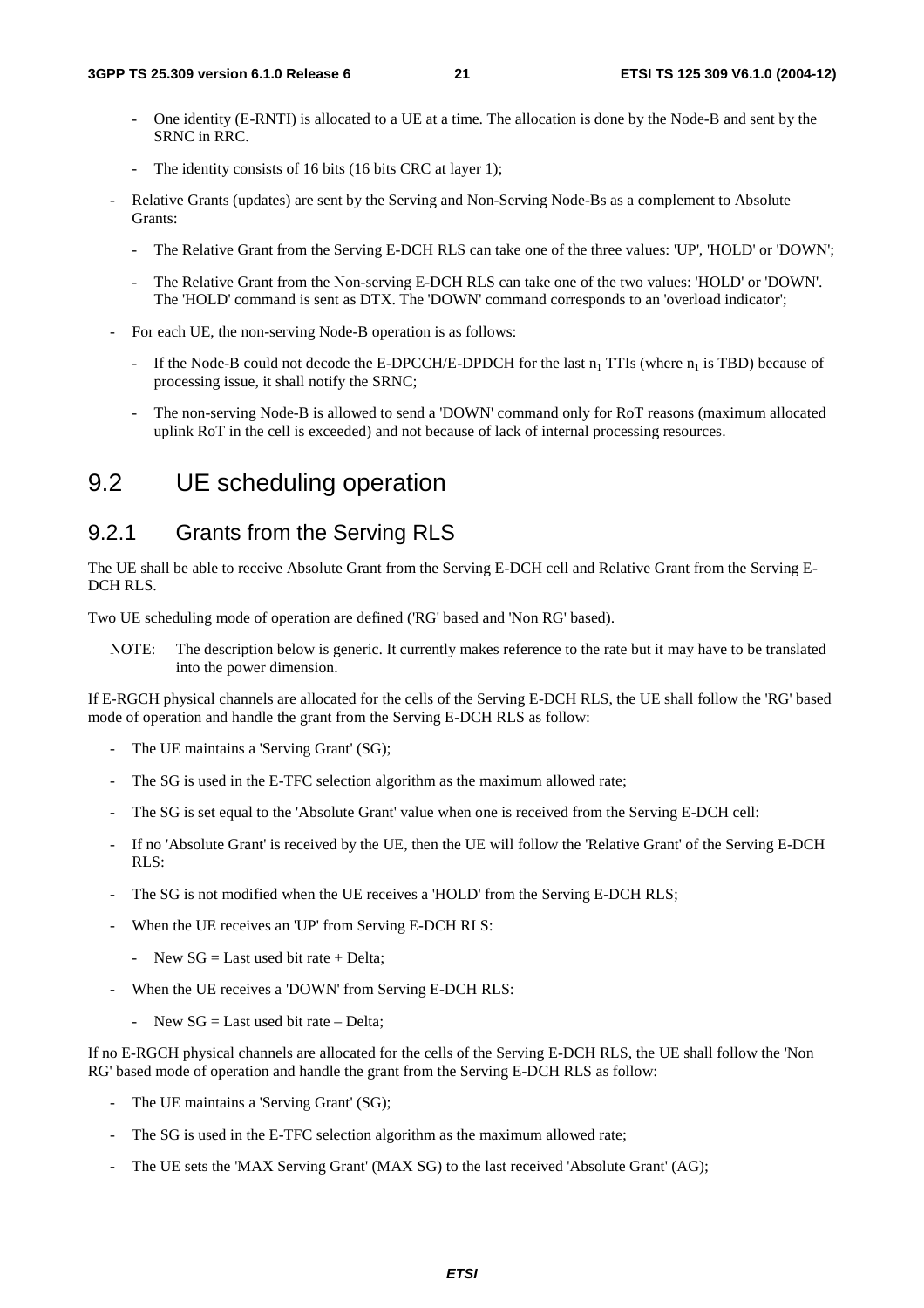- One identity (E-RNTI) is allocated to a UE at a time. The allocation is done by the Node-B and sent by the SRNC in RRC.
- The identity consists of 16 bits (16 bits CRC at layer 1);

- Relative Grants (updates) are sent by the Serving and Non-Serving Node-Bs as a complement to Absolute Grants:
  - The Relative Grant from the Serving E-DCH RLS can take one of the three values: 'UP', 'HOLD' or 'DOWN';
  - The Relative Grant from the Non-serving E-DCH RLS can take one of the two values: 'HOLD' or 'DOWN'. The 'HOLD' command is sent as DTX. The 'DOWN' command corresponds to an 'overload indicator';
- For each UE, the non-serving Node-B operation is as follows:
  - If the Node-B could not decode the E-DPCCH/E-DPDCH for the last $n_1$ TTIs (where $n_1$ is TBD) because of processing issue, it shall notify the SRNC;
  - The non-serving Node-B is allowed to send a 'DOWN' command only for RoT reasons (maximum allocated uplink RoT in the cell is exceeded) and not because of lack of internal processing resources.

## 9.2 UE scheduling operation

### 9.2.1 Grants from the Serving RLS

The UE shall be able to receive Absolute Grant from the Serving E-DCH cell and Relative Grant from the Serving E-DCH RLS.

Two UE scheduling mode of operation are defined ('RG' based and 'Non RG' based).

NOTE: The description below is generic. It currently makes reference to the rate but it may have to be translated into the power dimension.

If E-RGCH physical channels are allocated for the cells of the Serving E-DCH RLS, the UE shall follow the 'RG' based mode of operation and handle the grant from the Serving E-DCH RLS as follow:

- The UE maintains a 'Serving Grant' (SG);
- The SG is used in the E-TFC selection algorithm as the maximum allowed rate;
- The SG is set equal to the 'Absolute Grant' value when one is received from the Serving E-DCH cell:
- If no 'Absolute Grant' is received by the UE, then the UE will follow the 'Relative Grant' of the Serving E-DCH RLS:
- The SG is not modified when the UE receives a 'HOLD' from the Serving E-DCH RLS;
- When the UE receives an 'UP' from Serving E-DCH RLS:
  - New SG = Last used bit rate + Delta;
- When the UE receives a 'DOWN' from Serving E-DCH RLS:
  - New SG = Last used bit rate – Delta;

If no E-RGCH physical channels are allocated for the cells of the Serving E-DCH RLS, the UE shall follow the 'Non RG' based mode of operation and handle the grant from the Serving E-DCH RLS as follow:

- The UE maintains a 'Serving Grant' (SG);
- The SG is used in the E-TFC selection algorithm as the maximum allowed rate;
- The UE sets the 'MAX Serving Grant' (MAX SG) to the last received 'Absolute Grant' (AG);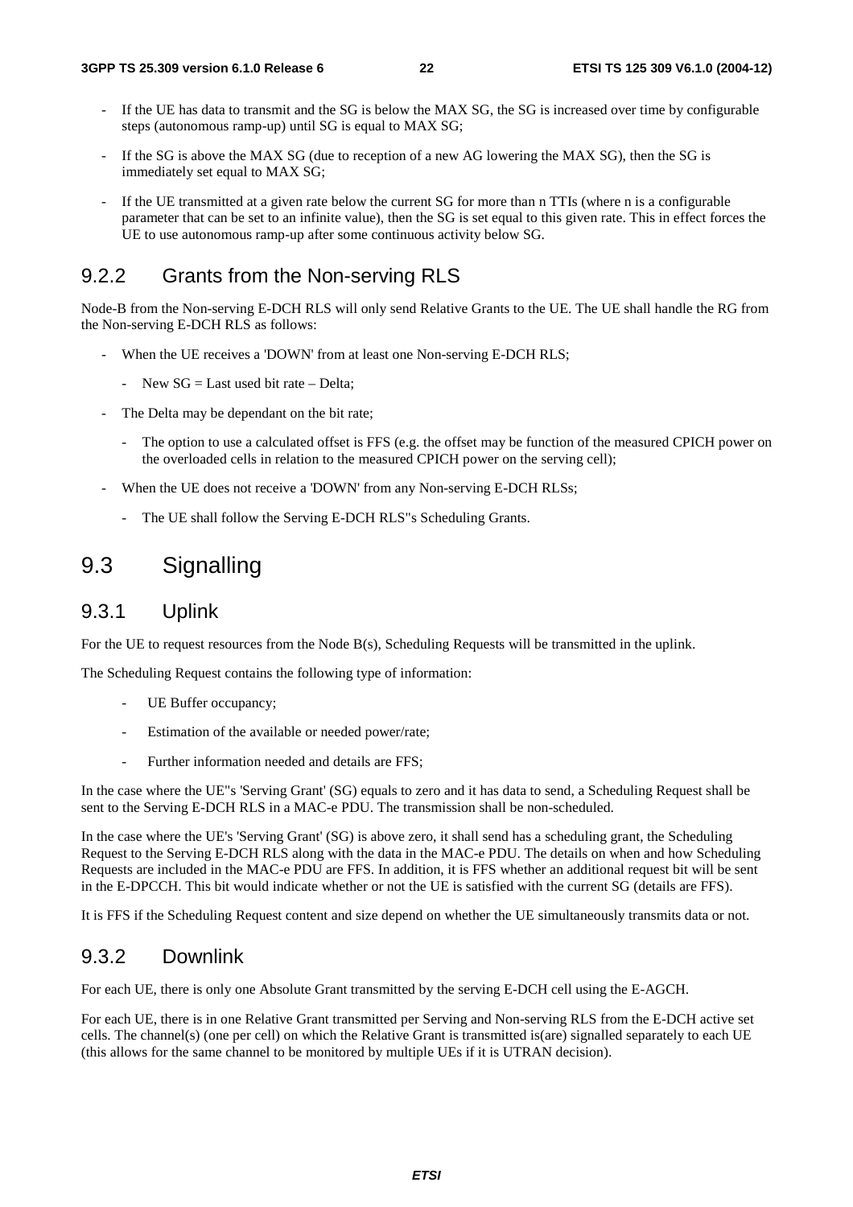- If the UE has data to transmit and the SG is below the MAX SG, the SG is increased over time by configurable steps (autonomous ramp-up) until SG is equal to MAX SG;
- If the SG is above the MAX SG (due to reception of a new AG lowering the MAX SG), then the SG is immediately set equal to MAX SG;
- If the UE transmitted at a given rate below the current SG for more than n TTIs (where n is a configurable parameter that can be set to an infinite value), then the SG is set equal to this given rate. This in effect forces the UE to use autonomous ramp-up after some continuous activity below SG.

### 9.2.2 Grants from the Non-serving RLS

Node-B from the Non-serving E-DCH RLS will only send Relative Grants to the UE. The UE shall handle the RG from the Non-serving E-DCH RLS as follows:

- When the UE receives a 'DOWN' from at least one Non-serving E-DCH RLS;
  - New SG = Last used bit rate – Delta;
- The Delta may be dependant on the bit rate;
  - The option to use a calculated offset is FFS (e.g. the offset may be function of the measured CPICH power on the overloaded cells in relation to the measured CPICH power on the serving cell);
- When the UE does not receive a 'DOWN' from any Non-serving E-DCH RLSs;
  - The UE shall follow the Serving E-DCH RLS"s Scheduling Grants.

## 9.3 Signalling

### 9.3.1 Uplink

For the UE to request resources from the Node B(s), Scheduling Requests will be transmitted in the uplink.

The Scheduling Request contains the following type of information:

- UE Buffer occupancy;
- Estimation of the available or needed power/rate;
- Further information needed and details are FFS;

In the case where the UE"s 'Serving Grant' (SG) equals to zero and it has data to send, a Scheduling Request shall be sent to the Serving E-DCH RLS in a MAC-e PDU. The transmission shall be non-scheduled.

In the case where the UE's 'Serving Grant' (SG) is above zero, it shall send has a scheduling grant, the Scheduling Request to the Serving E-DCH RLS along with the data in the MAC-e PDU. The details on when and how Scheduling Requests are included in the MAC-e PDU are FFS. In addition, it is FFS whether an additional request bit will be sent in the E-DPCCH. This bit would indicate whether or not the UE is satisfied with the current SG (details are FFS).

It is FFS if the Scheduling Request content and size depend on whether the UE simultaneously transmits data or not.

### 9.3.2 Downlink

For each UE, there is only one Absolute Grant transmitted by the serving E-DCH cell using the E-AGCH.

For each UE, there is in one Relative Grant transmitted per Serving and Non-serving RLS from the E-DCH active set cells. The channel(s) (one per cell) on which the Relative Grant is transmitted is(are) signalled separately to each UE (this allows for the same channel to be monitored by multiple UEs if it is UTRAN decision).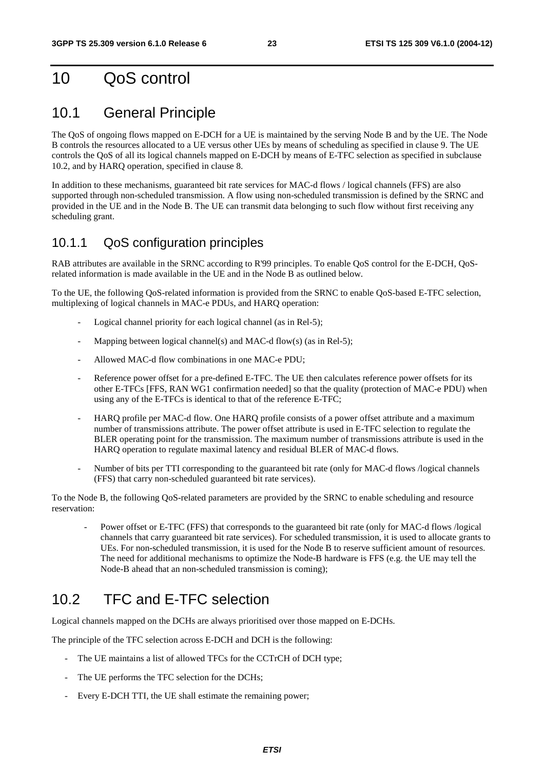# 10 QoS control

## 10.1 General Principle

The QoS of ongoing flows mapped on E-DCH for a UE is maintained by the serving Node B and by the UE. The Node B controls the resources allocated to a UE versus other UEs by means of scheduling as specified in clause 9. The UE controls the QoS of all its logical channels mapped on E-DCH by means of E-TFC selection as specified in subclause 10.2, and by HARQ operation, specified in clause 8.

In addition to these mechanisms, guaranteed bit rate services for MAC-d flows / logical channels (FFS) are also supported through non-scheduled transmission. A flow using non-scheduled transmission is defined by the SRNC and provided in the UE and in the Node B. The UE can transmit data belonging to such flow without first receiving any scheduling grant.

### 10.1.1 QoS configuration principles

RAB attributes are available in the SRNC according to R'99 principles. To enable QoS control for the E-DCH, QoS-related information is made available in the UE and in the Node B as outlined below.

To the UE, the following QoS-related information is provided from the SRNC to enable QoS-based E-TFC selection, multiplexing of logical channels in MAC-e PDUs, and HARQ operation:

- Logical channel priority for each logical channel (as in Rel-5);
- Mapping between logical channel(s) and MAC-d flow(s) (as in Rel-5);
- Allowed MAC-d flow combinations in one MAC-e PDU;
- Reference power offset for a pre-defined E-TFC. The UE then calculates reference power offsets for its other E-TFCs [FFS, RAN WG1 confirmation needed] so that the quality (protection of MAC-e PDU) when using any of the E-TFCs is identical to that of the reference E-TFC;
- HARQ profile per MAC-d flow. One HARQ profile consists of a power offset attribute and a maximum number of transmissions attribute. The power offset attribute is used in E-TFC selection to regulate the BLER operating point for the transmission. The maximum number of transmissions attribute is used in the HARQ operation to regulate maximal latency and residual BLER of MAC-d flows.
- Number of bits per TTI corresponding to the guaranteed bit rate (only for MAC-d flows /logical channels (FFS) that carry non-scheduled guaranteed bit rate services).

To the Node B, the following QoS-related parameters are provided by the SRNC to enable scheduling and resource reservation:

- Power offset or E-TFC (FFS) that corresponds to the guaranteed bit rate (only for MAC-d flows /logical channels that carry guaranteed bit rate services). For scheduled transmission, it is used to allocate grants to UEs. For non-scheduled transmission, it is used for the Node B to reserve sufficient amount of resources. The need for additional mechanisms to optimize the Node-B hardware is FFS (e.g. the UE may tell the Node-B ahead that an non-scheduled transmission is coming);

## 10.2 TFC and E-TFC selection

Logical channels mapped on the DCHs are always prioritised over those mapped on E-DCHs.

The principle of the TFC selection across E-DCH and DCH is the following:

- The UE maintains a list of allowed TFCs for the CCTrCH of DCH type;
- The UE performs the TFC selection for the DCHs;
- Every E-DCH TTI, the UE shall estimate the remaining power;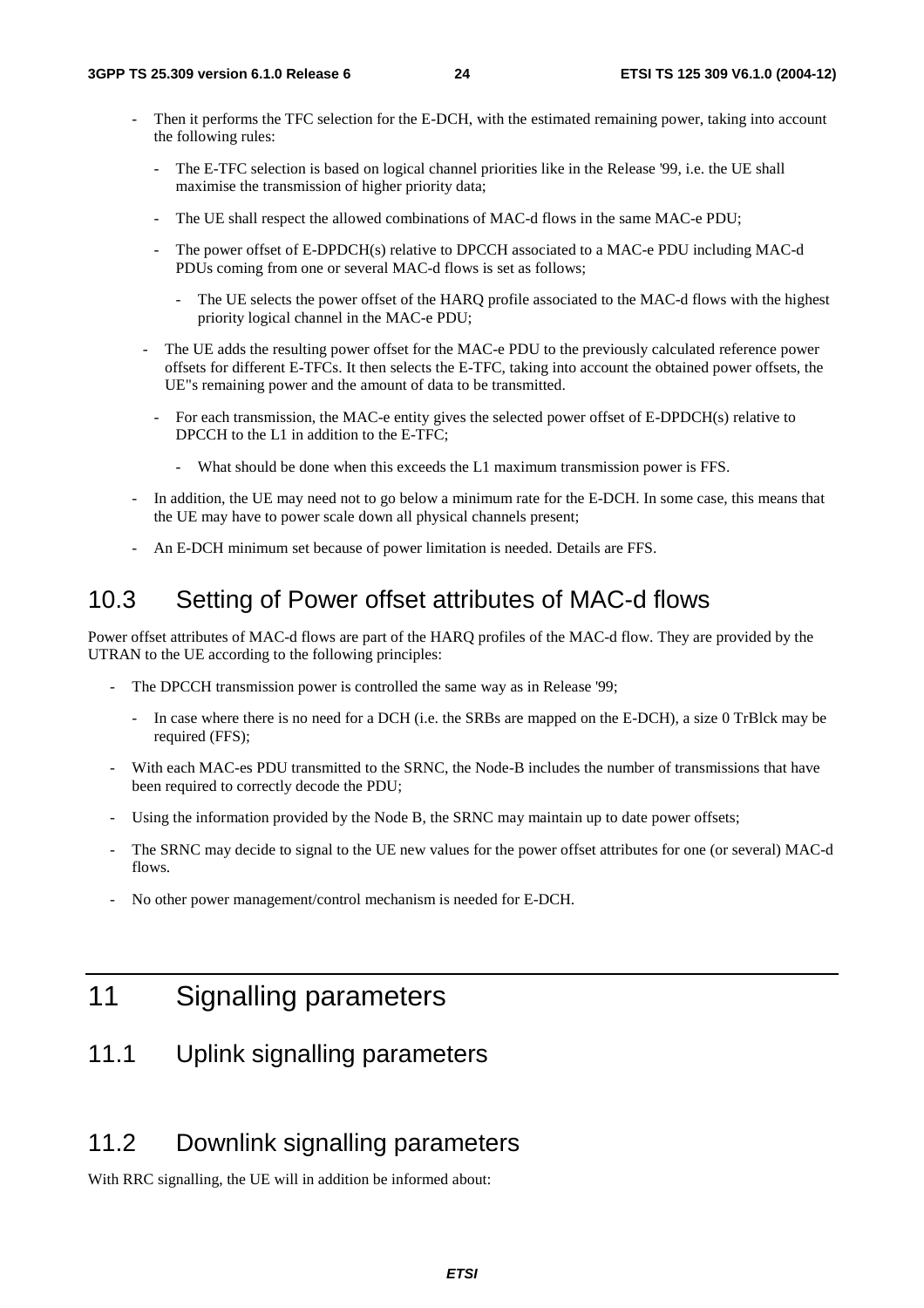- Then it performs the TFC selection for the E-DCH, with the estimated remaining power, taking into account the following rules:
  - The E-TFC selection is based on logical channel priorities like in the Release '99, i.e. the UE shall maximise the transmission of higher priority data;
  - The UE shall respect the allowed combinations of MAC-d flows in the same MAC-e PDU;
  - The power offset of E-DPDCH(s) relative to DPCCH associated to a MAC-e PDU including MAC-d PDUs coming from one or several MAC-d flows is set as follows;
    - The UE selects the power offset of the HARQ profile associated to the MAC-d flows with the highest priority logical channel in the MAC-e PDU;
  - The UE adds the resulting power offset for the MAC-e PDU to the previously calculated reference power offsets for different E-TFCs. It then selects the E-TFC, taking into account the obtained power offsets, the UE"s remaining power and the amount of data to be transmitted.
    - For each transmission, the MAC-e entity gives the selected power offset of E-DPDCH(s) relative to DPCCH to the L1 in addition to the E-TFC;
      - What should be done when this exceeds the L1 maximum transmission power is FFS.
- In addition, the UE may need not to go below a minimum rate for the E-DCH. In some case, this means that the UE may have to power scale down all physical channels present;
- An E-DCH minimum set because of power limitation is needed. Details are FFS.

## 10.3 Setting of Power offset attributes of MAC-d flows

Power offset attributes of MAC-d flows are part of the HARQ profiles of the MAC-d flow. They are provided by the UTRAN to the UE according to the following principles:

- The DPCCH transmission power is controlled the same way as in Release '99;
  - In case where there is no need for a DCH (i.e. the SRBs are mapped on the E-DCH), a size 0 TrBlck may be required (FFS);
- With each MAC-es PDU transmitted to the SRNC, the Node-B includes the number of transmissions that have been required to correctly decode the PDU;
- Using the information provided by the Node B, the SRNC may maintain up to date power offsets;
- The SRNC may decide to signal to the UE new values for the power offset attributes for one (or several) MAC-d flows.
- No other power management/control mechanism is needed for E-DCH.

# 11 Signalling parameters

## 11.1 Uplink signalling parameters

## 11.2 Downlink signalling parameters

With RRC signalling, the UE will in addition be informed about: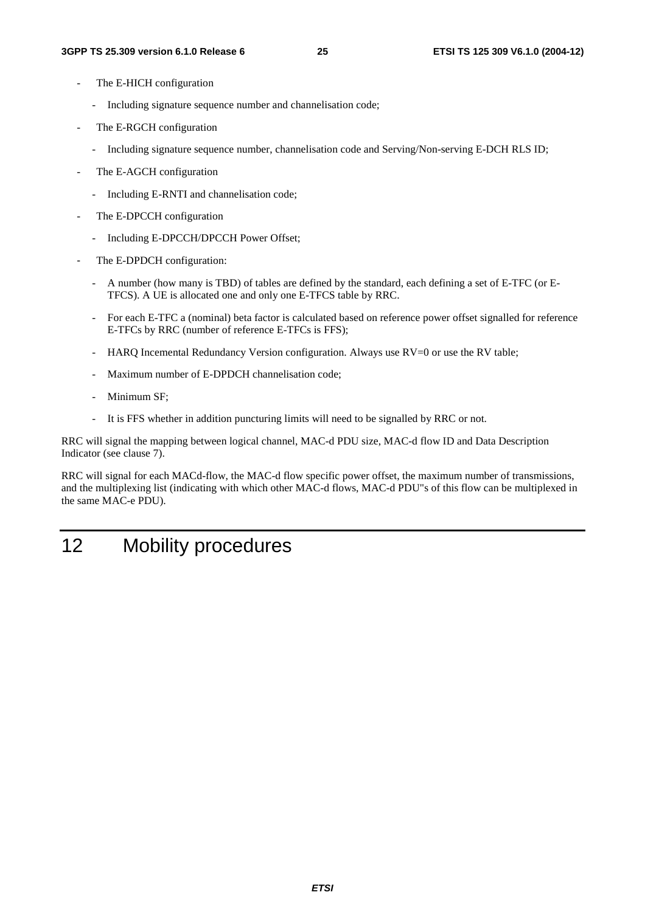- The E-HICH configuration
  - Including signature sequence number and channelisation code;
- The E-RGCH configuration
  - Including signature sequence number, channelisation code and Serving/Non-serving E-DCH RLS ID;
- The E-AGCH configuration
  - Including E-RNTI and channelisation code;
- The E-DPCCH configuration
  - Including E-DPCCH/DPCCH Power Offset;
- The E-DPDCH configuration:
  - A number (how many is TBD) of tables are defined by the standard, each defining a set of E-TFC (or E-TFCS). A UE is allocated one and only one E-TFCS table by RRC.
  - For each E-TFC a (nominal) beta factor is calculated based on reference power offset signalled for reference E-TFCs by RRC (number of reference E-TFCs is FFS);
  - HARQ Incemental Redundancy Version configuration. Always use RV=0 or use the RV table;
  - Maximum number of E-DPDCH channelisation code;
  - Minimum SF;
  - It is FFS whether in addition puncturing limits will need to be signalled by RRC or not.

RRC will signal the mapping between logical channel, MAC-d PDU size, MAC-d flow ID and Data Description Indicator (see clause 7).

RRC will signal for each MACd-flow, the MAC-d flow specific power offset, the maximum number of transmissions, and the multiplexing list (indicating with which other MAC-d flows, MAC-d PDU"s of this flow can be multiplexed in the same MAC-e PDU).

# 12 Mobility procedures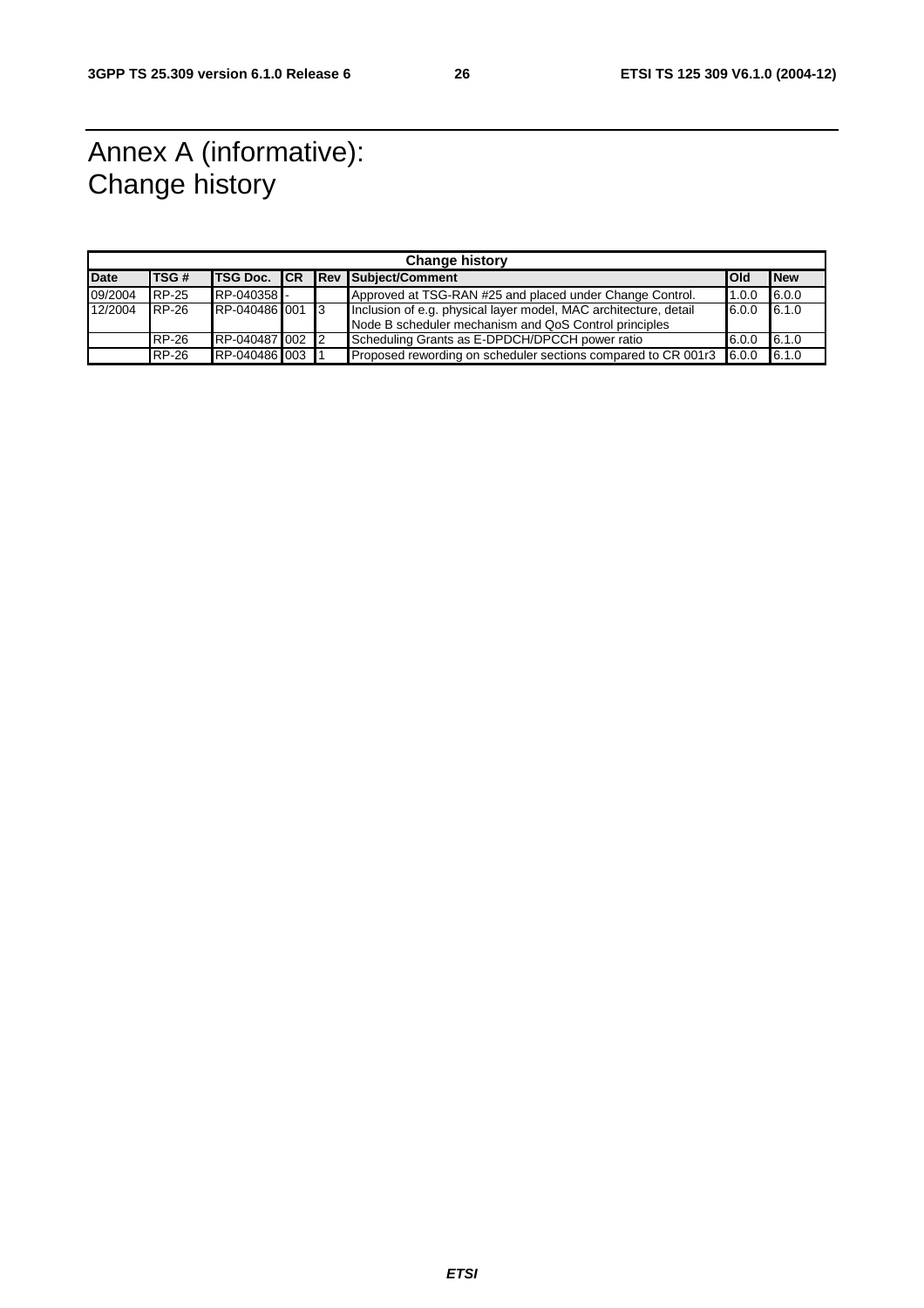# Annex A (informative): Change history

| Change history | | | | | | | |
|---|---|---|---|---|---|---|---|
| **Date** | **TSG #** | **TSG Doc.** | **CR** | **Rev** | **Subject/Comment** | **Old** | **New** |
| 09/2004 | RP-25 | RP-040358 | - | | Approved at TSG-RAN #25 and placed under Change Control. | 1.0.0 | 6.0.0 |
| 12/2004 | RP-26 | RP-040486 | 001 | 3 | Inclusion of e.g. physical layer model, MAC architecture, detail Node B scheduler mechanism and QoS Control principles | 6.0.0 | 6.1.0 |
| | RP-26 | RP-040487 | 002 | 2 | Scheduling Grants as E-DPDCH/DPCCH power ratio | 6.0.0 | 6.1.0 |
| | RP-26 | RP-040486 | 003 | 1 | Proposed rewording on scheduler sections compared to CR 001r3 | 6.0.0 | 6.1.0 |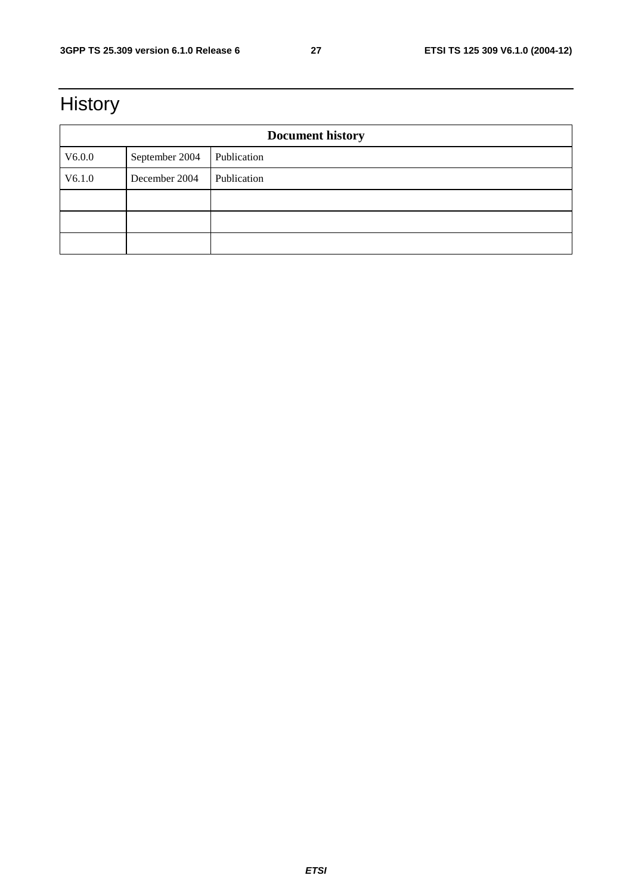# History

| Document history | | |
|---|---|---|
| V6.0.0 | September 2004 | Publication |
| V6.1.0 | December 2004 | Publication |
| | | |
| | | |
| | | |